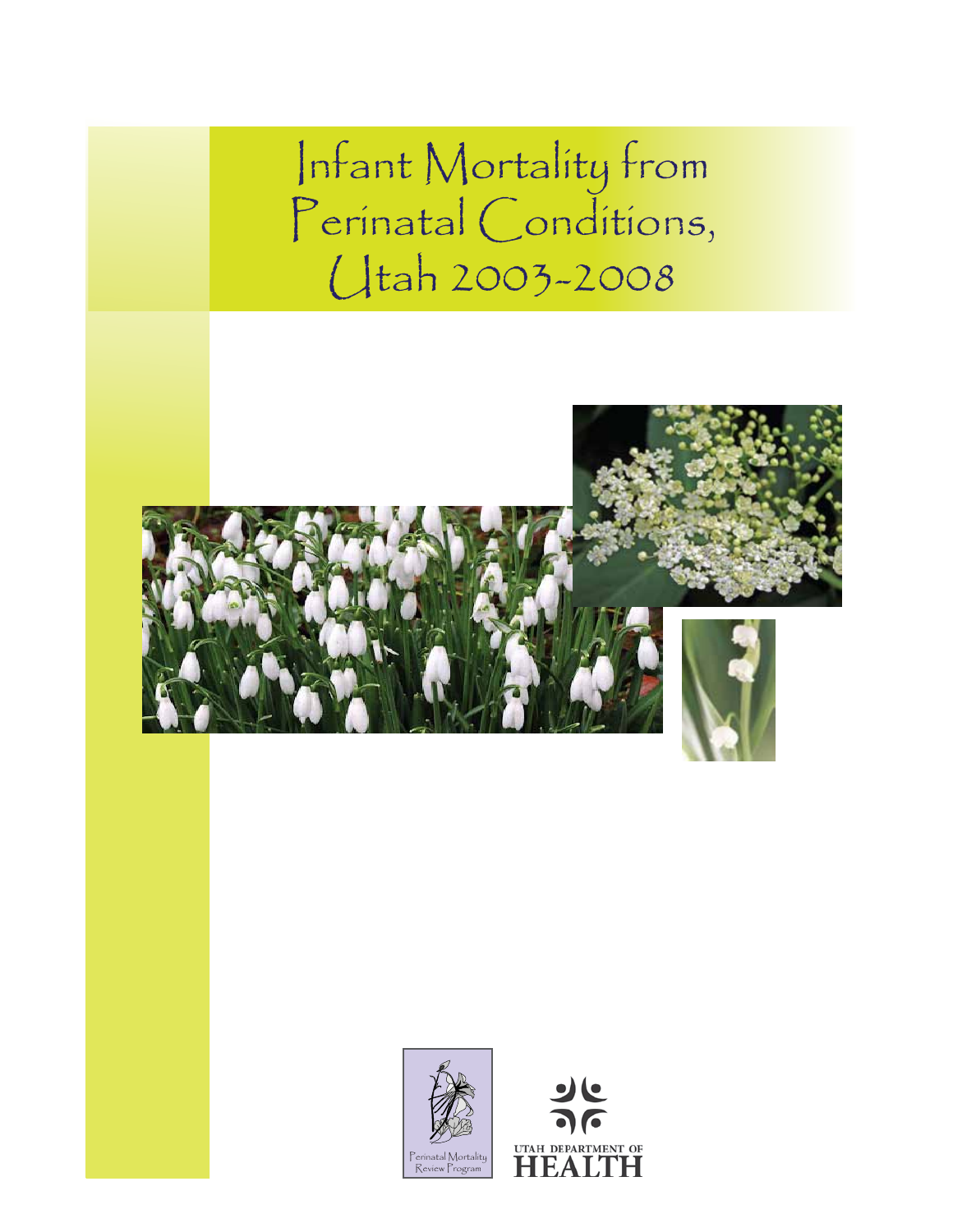# Infant Mortality from Perinatal Conditions, Utah 2003-2008

Perinatal Mortality Review Program

UTAH DEPARTMENT OF HEALTH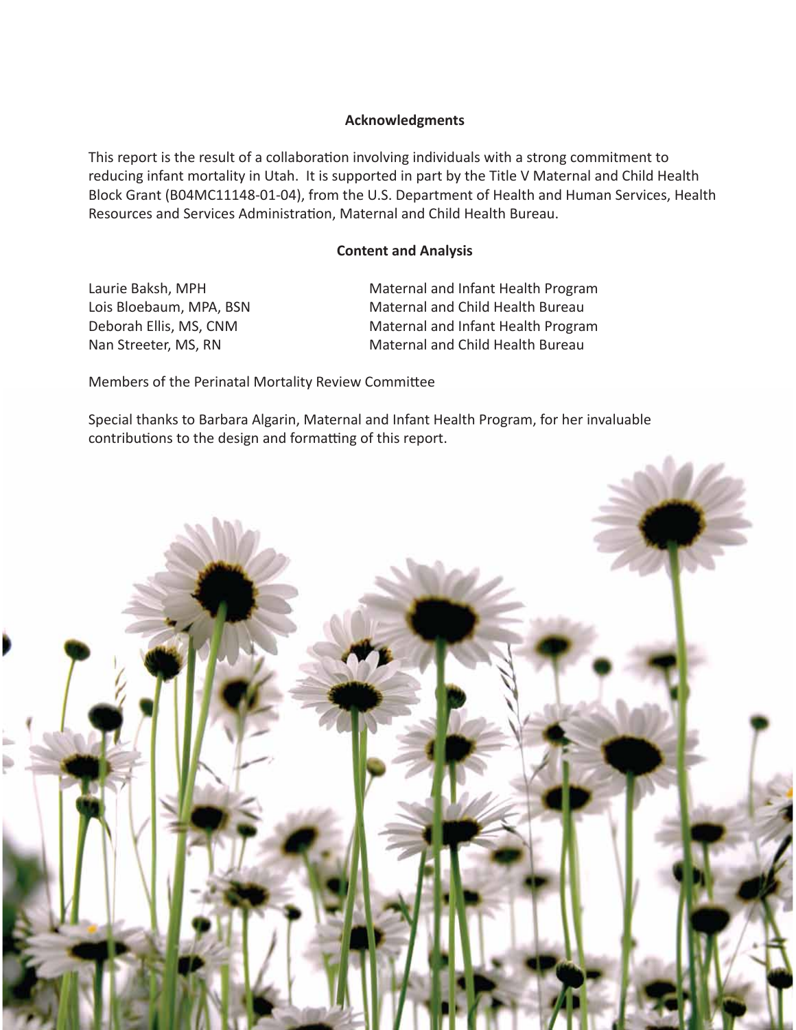## Acknowledgments

This report is the result of a collaboration involving individuals with a strong commitment to reducing infant mortality in Utah. It is supported in part by the Title V Maternal and Child Health Block Grant (B04MC11148-01-04), from the U.S. Department of Health and Human Services, Health Resources and Services Administration, Maternal and Child Health Bureau.

## Content and Analysis

| | |
|---|---|
| Laurie Baksh, MPH | Maternal and Infant Health Program |
| Lois Bloebaum, MPA, BSN | Maternal and Child Health Bureau |
| Deborah Ellis, MS, CNM | Maternal and Infant Health Program |
| Nan Streeter, MS, RN | Maternal and Child Health Bureau |

Members of the Perinatal Mortality Review Committee

Special thanks to Barbara Algarin, Maternal and Infant Health Program, for her invaluable contributions to the design and formatting of this report.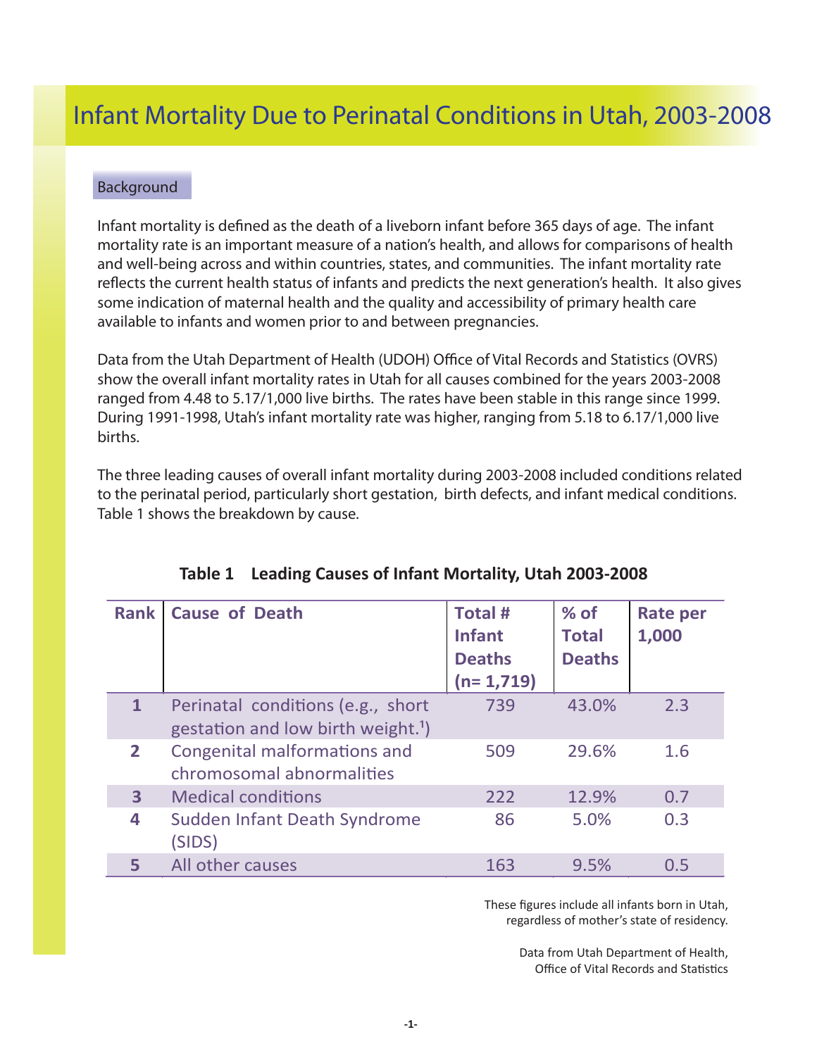# Infant Mortality Due to Perinatal Conditions in Utah, 2003-2008

## Background

Infant mortality is defined as the death of a liveborn infant before 365 days of age. The infant mortality rate is an important measure of a nation's health, and allows for comparisons of health and well-being across and within countries, states, and communities. The infant mortality rate reflects the current health status of infants and predicts the next generation's health. It also gives some indication of maternal health and the quality and accessibility of primary health care available to infants and women prior to and between pregnancies.

Data from the Utah Department of Health (UDOH) Office of Vital Records and Statistics (OVRS) show the overall infant mortality rates in Utah for all causes combined for the years 2003-2008 ranged from 4.48 to 5.17/1,000 live births. The rates have been stable in this range since 1999. During 1991-1998, Utah's infant mortality rate was higher, ranging from 5.18 to 6.17/1,000 live births.

The three leading causes of overall infant mortality during 2003-2008 included conditions related to the perinatal period, particularly short gestation, birth defects, and infant medical conditions. Table 1 shows the breakdown by cause.

**Table 1 Leading Causes of Infant Mortality, Utah 2003-2008**

| Rank | Cause of Death | Total # Infant Deaths (n= 1,719) | % of Total Deaths | Rate per 1,000 |
|---|---|---|---|---|
| 1 | Perinatal conditions (e.g., short gestation and low birth weight.[1]) | 739 | 43.0% | 2.3 |
| 2 | Congenital malformations and chromosomal abnormalities | 509 | 29.6% | 1.6 |
| 3 | Medical conditions | 222 | 12.9% | 0.7 |
| 4 | Sudden Infant Death Syndrome (SIDS) | 86 | 5.0% | 0.3 |
| 5 | All other causes | 163 | 9.5% | 0.5 |

These figures include all infants born in Utah, regardless of mother's state of residency.

Data from Utah Department of Health, Office of Vital Records and Statistics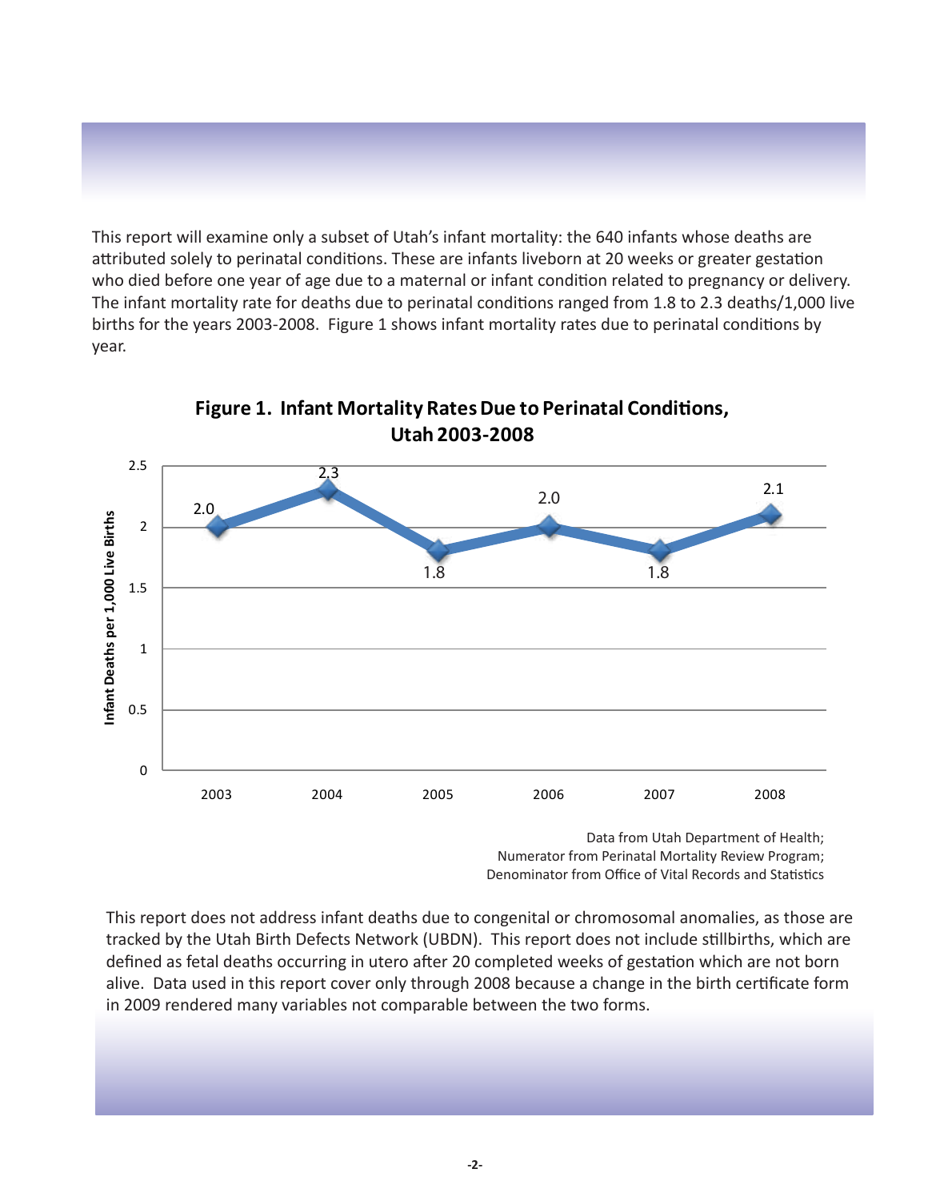This report will examine only a subset of Utah's infant mortality: the 640 infants whose deaths are attributed solely to perinatal conditions. These are infants liveborn at 20 weeks or greater gestation who died before one year of age due to a maternal or infant condition related to pregnancy or delivery. The infant mortality rate for deaths due to perinatal conditions ranged from 1.8 to 2.3 deaths/1,000 live births for the years 2003-2008. Figure 1 shows infant mortality rates due to perinatal conditions by year.

**Figure 1. Infant Mortality Rates Due to Perinatal Conditions, Utah 2003-2008**

| Year | Infant Deaths per 1,000 Live Births |
|---|---|
| 2003 | 2.0 |
| 2004 | 2.3 |
| 2005 | 1.8 |
| 2006 | 2.0 |
| 2007 | 1.8 |
| 2008 | 2.1 |

Data from Utah Department of Health;
Numerator from Perinatal Mortality Review Program;
Denominator from Office of Vital Records and Statistics

This report does not address infant deaths due to congenital or chromosomal anomalies, as those are tracked by the Utah Birth Defects Network (UBDN). This report does not include stillbirths, which are defined as fetal deaths occurring in utero after 20 completed weeks of gestation which are not born alive. Data used in this report cover only through 2008 because a change in the birth certificate form in 2009 rendered many variables not comparable between the two forms.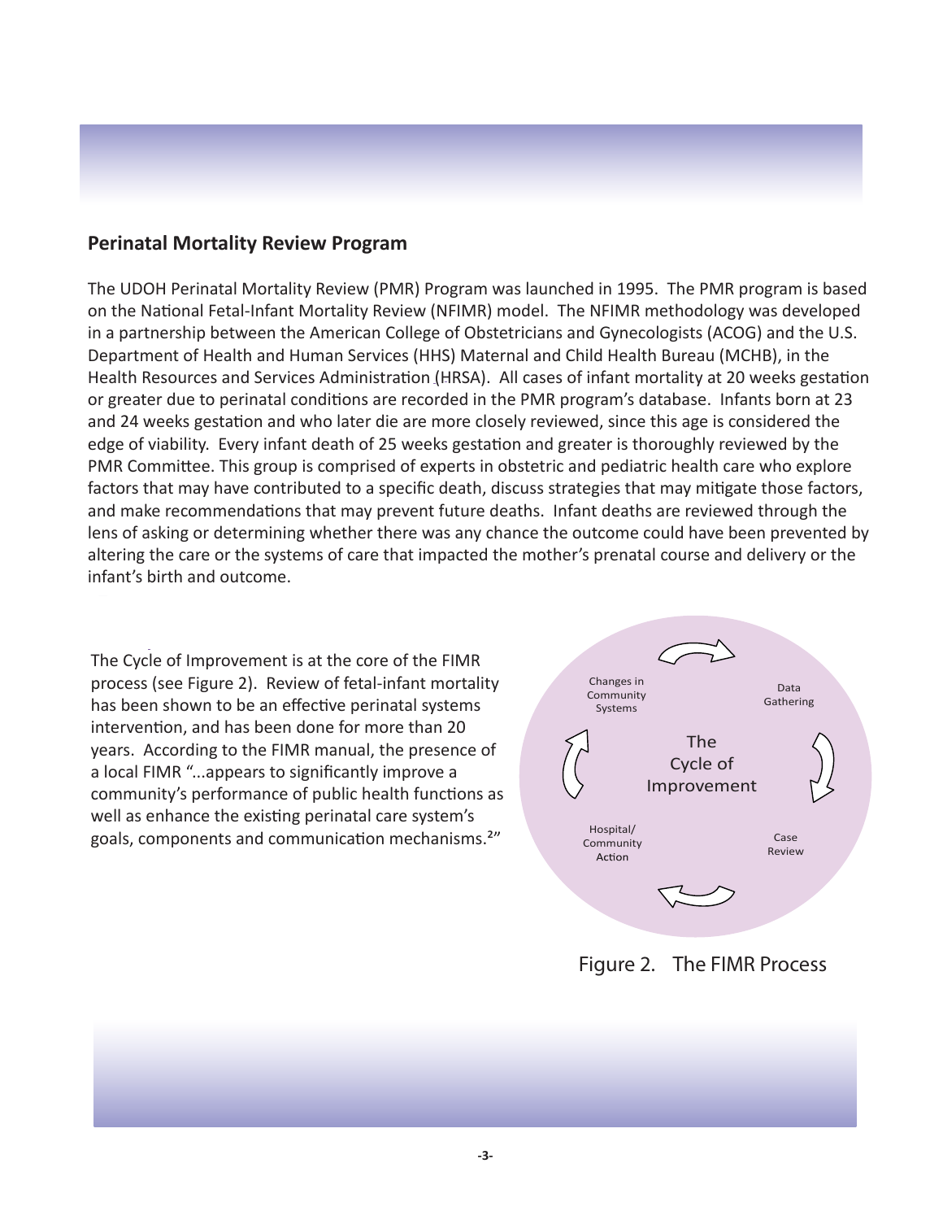## Perinatal Mortality Review Program

The UDOH Perinatal Mortality Review (PMR) Program was launched in 1995. The PMR program is based on the National Fetal-Infant Mortality Review (NFIMR) model. The NFIMR methodology was developed in a partnership between the American College of Obstetricians and Gynecologists (ACOG) and the U.S. Department of Health and Human Services (HHS) Maternal and Child Health Bureau (MCHB), in the Health Resources and Services Administration (HRSA). All cases of infant mortality at 20 weeks gestation or greater due to perinatal conditions are recorded in the PMR program's database. Infants born at 23 and 24 weeks gestation and who later die are more closely reviewed, since this age is considered the edge of viability. Every infant death of 25 weeks gestation and greater is thoroughly reviewed by the PMR Committee. This group is comprised of experts in obstetric and pediatric health care who explore factors that may have contributed to a specific death, discuss strategies that may mitigate those factors, and make recommendations that may prevent future deaths. Infant deaths are reviewed through the lens of asking or determining whether there was any chance the outcome could have been prevented by altering the care or the systems of care that impacted the mother's prenatal course and delivery or the infant's birth and outcome.

The Cycle of Improvement is at the core of the FIMR process (see Figure 2). Review of fetal-infant mortality has been shown to be an effective perinatal systems intervention, and has been done for more than 20 years. According to the FIMR manual, the presence of a local FIMR "...appears to significantly improve a community's performance of public health functions as well as enhance the existing perinatal care system's goals, components and communication mechanisms.[2]"

The Cycle of Improvement

Data Gathering → Case Review → Hospital/Community Action → Changes in Community Systems

Figure 2. The FIMR Process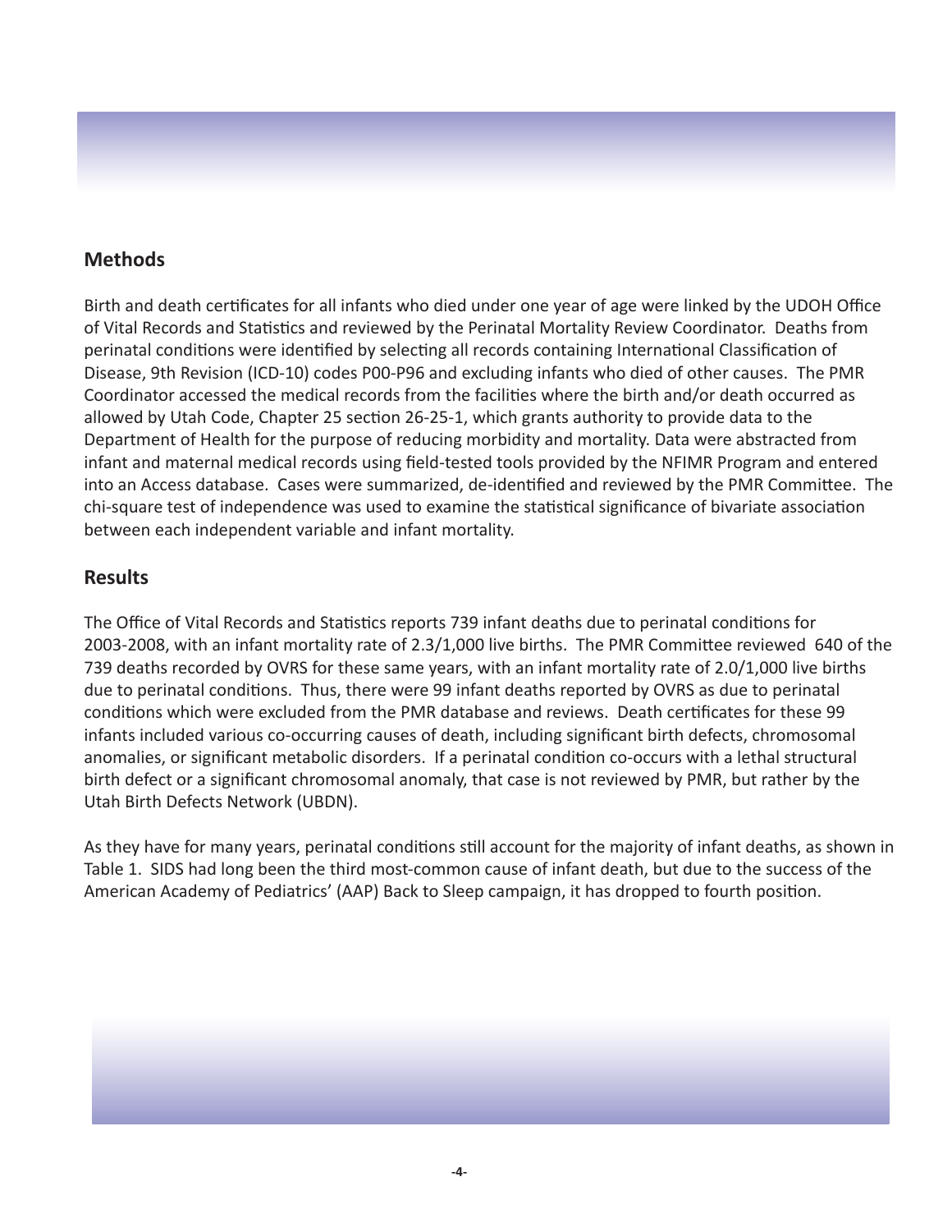## Methods

Birth and death certificates for all infants who died under one year of age were linked by the UDOH Office of Vital Records and Statistics and reviewed by the Perinatal Mortality Review Coordinator. Deaths from perinatal conditions were identified by selecting all records containing International Classification of Disease, 9th Revision (ICD-10) codes P00-P96 and excluding infants who died of other causes. The PMR Coordinator accessed the medical records from the facilities where the birth and/or death occurred as allowed by Utah Code, Chapter 25 section 26-25-1, which grants authority to provide data to the Department of Health for the purpose of reducing morbidity and mortality. Data were abstracted from infant and maternal medical records using field-tested tools provided by the NFIMR Program and entered into an Access database. Cases were summarized, de-identified and reviewed by the PMR Committee. The chi-square test of independence was used to examine the statistical significance of bivariate association between each independent variable and infant mortality.

## Results

The Office of Vital Records and Statistics reports 739 infant deaths due to perinatal conditions for 2003-2008, with an infant mortality rate of 2.3/1,000 live births. The PMR Committee reviewed 640 of the 739 deaths recorded by OVRS for these same years, with an infant mortality rate of 2.0/1,000 live births due to perinatal conditions. Thus, there were 99 infant deaths reported by OVRS as due to perinatal conditions which were excluded from the PMR database and reviews. Death certificates for these 99 infants included various co-occurring causes of death, including significant birth defects, chromosomal anomalies, or significant metabolic disorders. If a perinatal condition co-occurs with a lethal structural birth defect or a significant chromosomal anomaly, that case is not reviewed by PMR, but rather by the Utah Birth Defects Network (UBDN).

As they have for many years, perinatal conditions still account for the majority of infant deaths, as shown in Table 1. SIDS had long been the third most-common cause of infant death, but due to the success of the American Academy of Pediatrics' (AAP) Back to Sleep campaign, it has dropped to fourth position.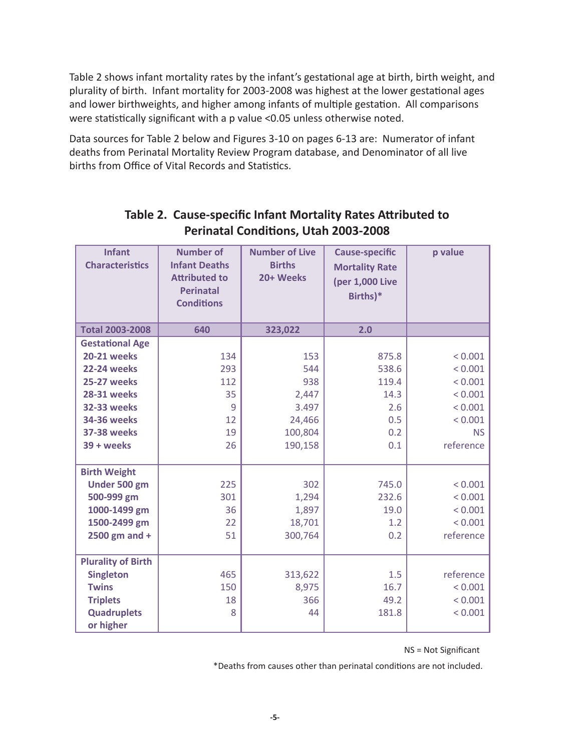Table 2 shows infant mortality rates by the infant's gestational age at birth, birth weight, and plurality of birth. Infant mortality for 2003-2008 was highest at the lower gestational ages and lower birthweights, and higher among infants of multiple gestation. All comparisons were statistically significant with a p value <0.05 unless otherwise noted.

Data sources for Table 2 below and Figures 3-10 on pages 6-13 are: Numerator of infant deaths from Perinatal Mortality Review Program database, and Denominator of all live births from Office of Vital Records and Statistics.

## Table 2. Cause-specific Infant Mortality Rates Attributed to Perinatal Conditions, Utah 2003-2008

| Infant Characteristics | Number of Infant Deaths Attributed to Perinatal Conditions | Number of Live Births 20+ Weeks | Cause-specific Mortality Rate (per 1,000 Live Births)* | p value |
|---|---|---|---|---|
| **Total 2003-2008** | **640** | **323,022** | **2.0** | |
| **Gestational Age** | | | | |
| **20-21 weeks** | 134 | 153 | 875.8 | < 0.001 |
| **22-24 weeks** | 293 | 544 | 538.6 | < 0.001 |
| **25-27 weeks** | 112 | 938 | 119.4 | < 0.001 |
| **28-31 weeks** | 35 | 2,447 | 14.3 | < 0.001 |
| **32-33 weeks** | 9 | 3.497 | 2.6 | < 0.001 |
| **34-36 weeks** | 12 | 24,466 | 0.5 | < 0.001 |
| **37-38 weeks** | 19 | 100,804 | 0.2 | NS |
| **39 + weeks** | 26 | 190,158 | 0.1 | reference |
| **Birth Weight** | | | | |
| **Under 500 gm** | 225 | 302 | 745.0 | < 0.001 |
| **500-999 gm** | 301 | 1,294 | 232.6 | < 0.001 |
| **1000-1499 gm** | 36 | 1,897 | 19.0 | < 0.001 |
| **1500-2499 gm** | 22 | 18,701 | 1.2 | < 0.001 |
| **2500 gm and +** | 51 | 300,764 | 0.2 | reference |
| **Plurality of Birth** | | | | |
| **Singleton** | 465 | 313,622 | 1.5 | reference |
| **Twins** | 150 | 8,975 | 16.7 | < 0.001 |
| **Triplets** | 18 | 366 | 49.2 | < 0.001 |
| **Quadruplets or higher** | 8 | 44 | 181.8 | < 0.001 |

NS = Not Significant

*Deaths from causes other than perinatal conditions are not included.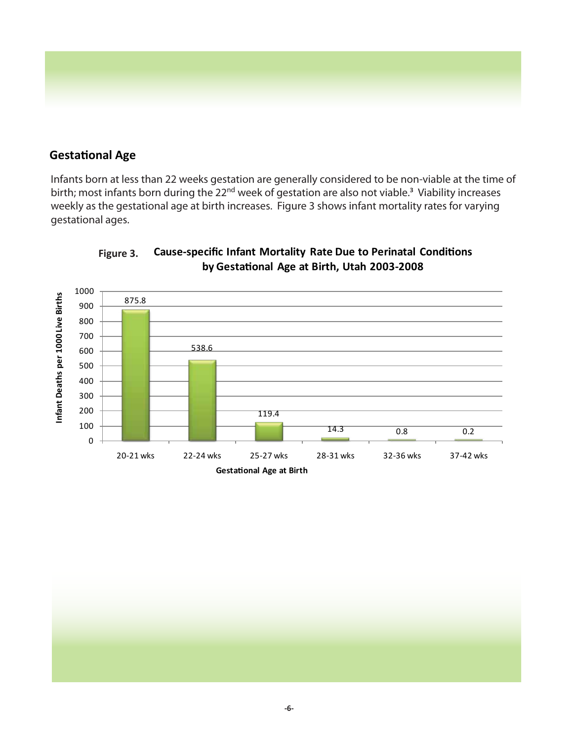## Gestational Age

Infants born at less than 22 weeks gestation are generally considered to be non-viable at the time of birth; most infants born during the 22nd week of gestation are also not viable.[3] Viability increases weekly as the gestational age at birth increases. Figure 3 shows infant mortality rates for varying gestational ages.

**Figure 3. Cause-specific Infant Mortality Rate Due to Perinatal Conditions by Gestational Age at Birth, Utah 2003-2008**

| Gestational Age at Birth | Infant Deaths per 1000 Live Births |
| --- | --- |
| 20-21 wks | 875.8 |
| 22-24 wks | 538.6 |
| 25-27 wks | 119.4 |
| 28-31 wks | 14.3 |
| 32-36 wks | 0.8 |
| 37-42 wks | 0.2 |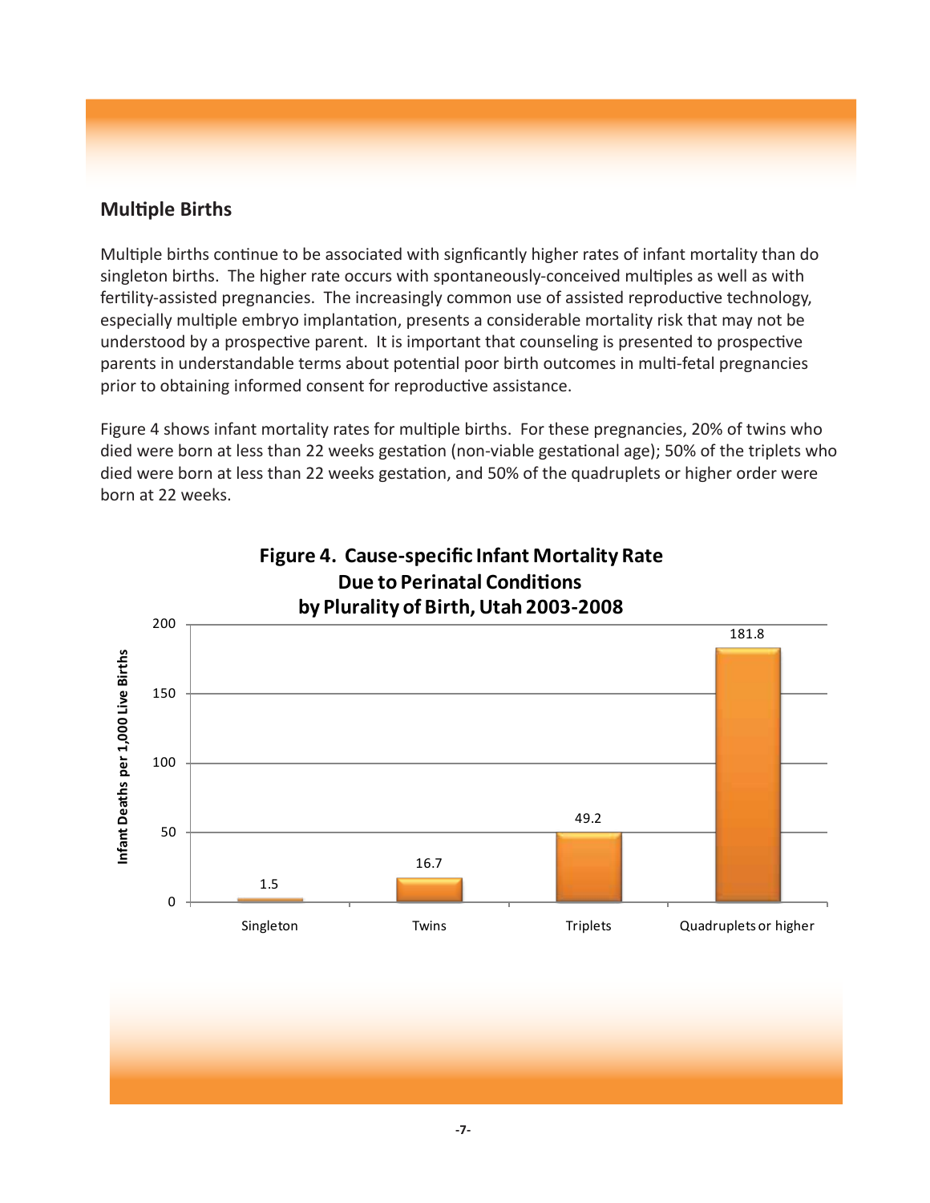## Multiple Births

Multiple births continue to be associated with signficantly higher rates of infant mortality than do singleton births. The higher rate occurs with spontaneously-conceived multiples as well as with fertility-assisted pregnancies. The increasingly common use of assisted reproductive technology, especially multiple embryo implantation, presents a considerable mortality risk that may not be understood by a prospective parent. It is important that counseling is presented to prospective parents in understandable terms about potential poor birth outcomes in multi-fetal pregnancies prior to obtaining informed consent for reproductive assistance.

Figure 4 shows infant mortality rates for multiple births. For these pregnancies, 20% of twins who died were born at less than 22 weeks gestation (non-viable gestational age); 50% of the triplets who died were born at less than 22 weeks gestation, and 50% of the quadruplets or higher order were born at 22 weeks.

**Figure 4. Cause-specific Infant Mortality Rate Due to Perinatal Conditions by Plurality of Birth, Utah 2003-2008**

| Plurality | Infant Deaths per 1,000 Live Births |
|---|---|
| Singleton | 1.5 |
| Twins | 16.7 |
| Triplets | 49.2 |
| Quadruplets or higher | 181.8 |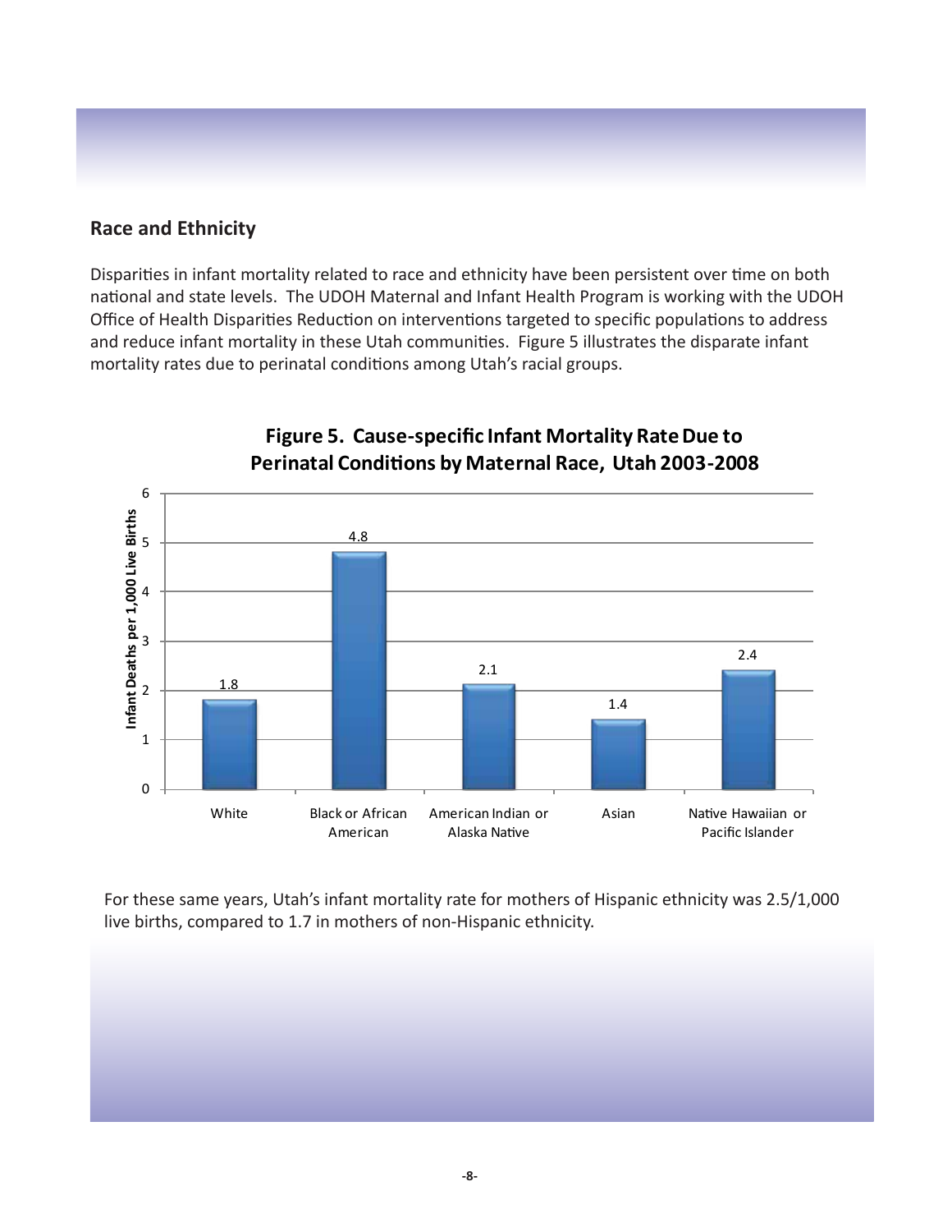## Race and Ethnicity

Disparities in infant mortality related to race and ethnicity have been persistent over time on both national and state levels. The UDOH Maternal and Infant Health Program is working with the UDOH Office of Health Disparities Reduction on interventions targeted to specific populations to address and reduce infant mortality in these Utah communities. Figure 5 illustrates the disparate infant mortality rates due to perinatal conditions among Utah's racial groups.

**Figure 5. Cause-specific Infant Mortality Rate Due to Perinatal Conditions by Maternal Race, Utah 2003-2008**

| Maternal Race | Infant Deaths per 1,000 Live Births |
| --- | --- |
| White | 1.8 |
| Black or African American | 4.8 |
| American Indian or Alaska Native | 2.1 |
| Asian | 1.4 |
| Native Hawaiian or Pacific Islander | 2.4 |

For these same years, Utah's infant mortality rate for mothers of Hispanic ethnicity was 2.5/1,000 live births, compared to 1.7 in mothers of non-Hispanic ethnicity.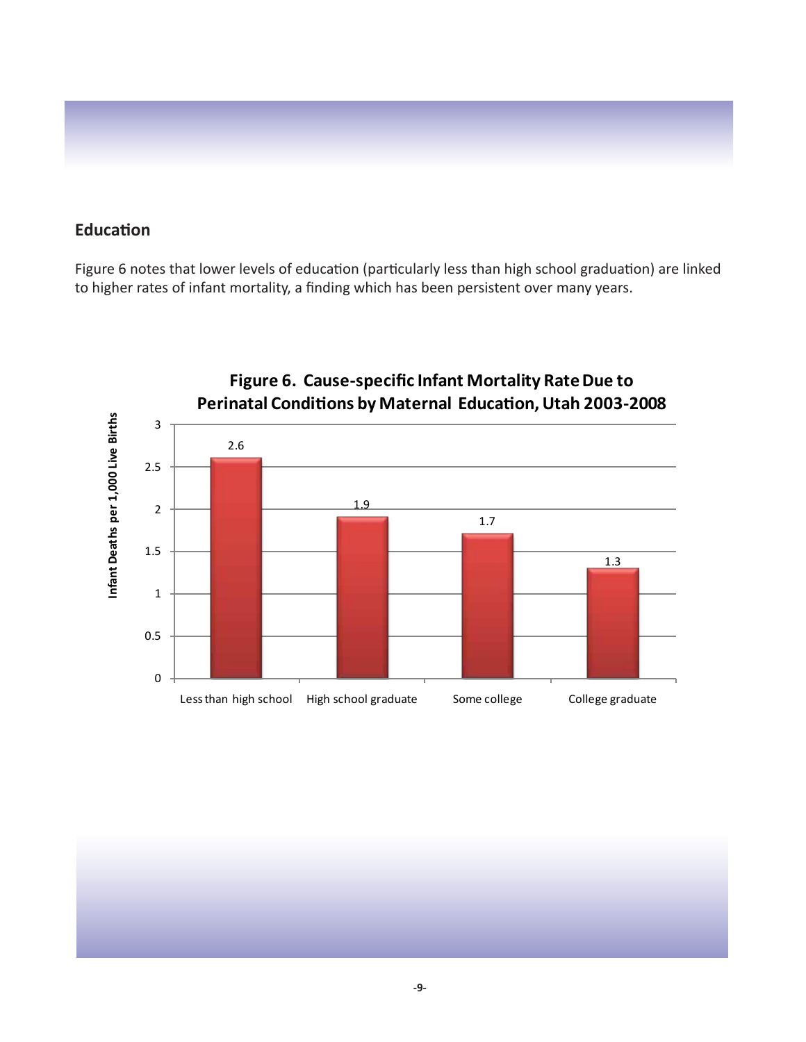## Education

Figure 6 notes that lower levels of education (particularly less than high school graduation) are linked to higher rates of infant mortality, a finding which has been persistent over many years.

**Figure 6. Cause-specific Infant Mortality Rate Due to Perinatal Conditions by Maternal Education, Utah 2003-2008**

| Maternal Education | Infant Deaths per 1,000 Live Births |
|---|---|
| Less than high school | 2.6 |
| High school graduate | 1.9 |
| Some college | 1.7 |
| College graduate | 1.3 |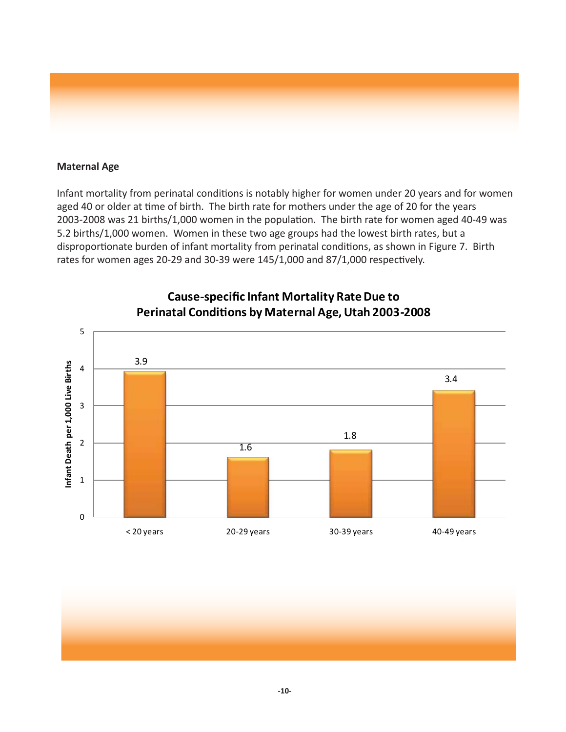**Maternal Age**

Infant mortality from perinatal conditions is notably higher for women under 20 years and for women aged 40 or older at time of birth. The birth rate for mothers under the age of 20 for the years 2003-2008 was 21 births/1,000 women in the population. The birth rate for women aged 40-49 was 5.2 births/1,000 women. Women in these two age groups had the lowest birth rates, but a disproportionate burden of infant mortality from perinatal conditions, as shown in Figure 7. Birth rates for women ages 20-29 and 30-39 were 145/1,000 and 87/1,000 respectively.

**Cause-specific Infant Mortality Rate Due to Perinatal Conditions by Maternal Age, Utah 2003-2008**

| Maternal Age | Infant Death per 1,000 Live Births |
|---|---|
| < 20 years | 3.9 |
| 20-29 years | 1.6 |
| 30-39 years | 1.8 |
| 40-49 years | 3.4 |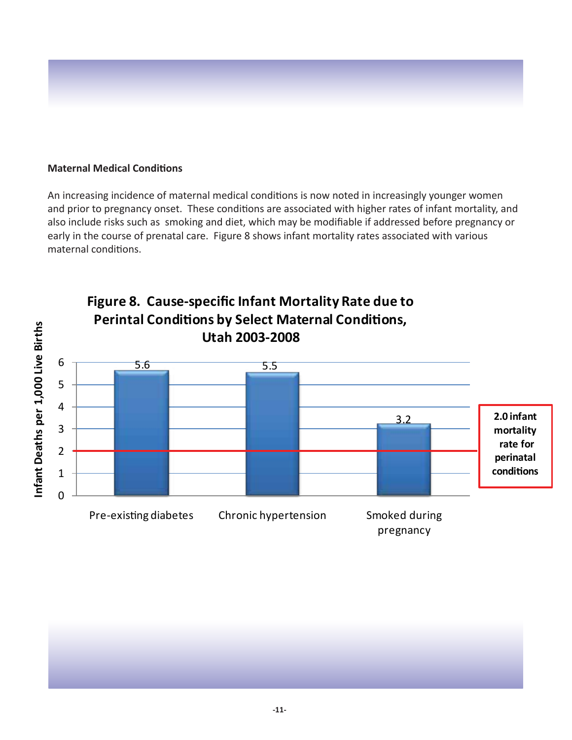**Maternal Medical Conditions**

An increasing incidence of maternal medical conditions is now noted in increasingly younger women and prior to pregnancy onset. These conditions are associated with higher rates of infant mortality, and also include risks such as smoking and diet, which may be modifiable if addressed before pregnancy or early in the course of prenatal care. Figure 8 shows infant mortality rates associated with various maternal conditions.

**Figure 8. Cause-specific Infant Mortality Rate due to Perintal Conditions by Select Maternal Conditions, Utah 2003-2008**

| Maternal Condition | Infant Deaths per 1,000 Live Births |
|---|---|
| Pre-existing diabetes | 5.6 |
| Chronic hypertension | 5.5 |
| Smoked during pregnancy | 3.2 |

**2.0 infant mortality rate for perinatal conditions**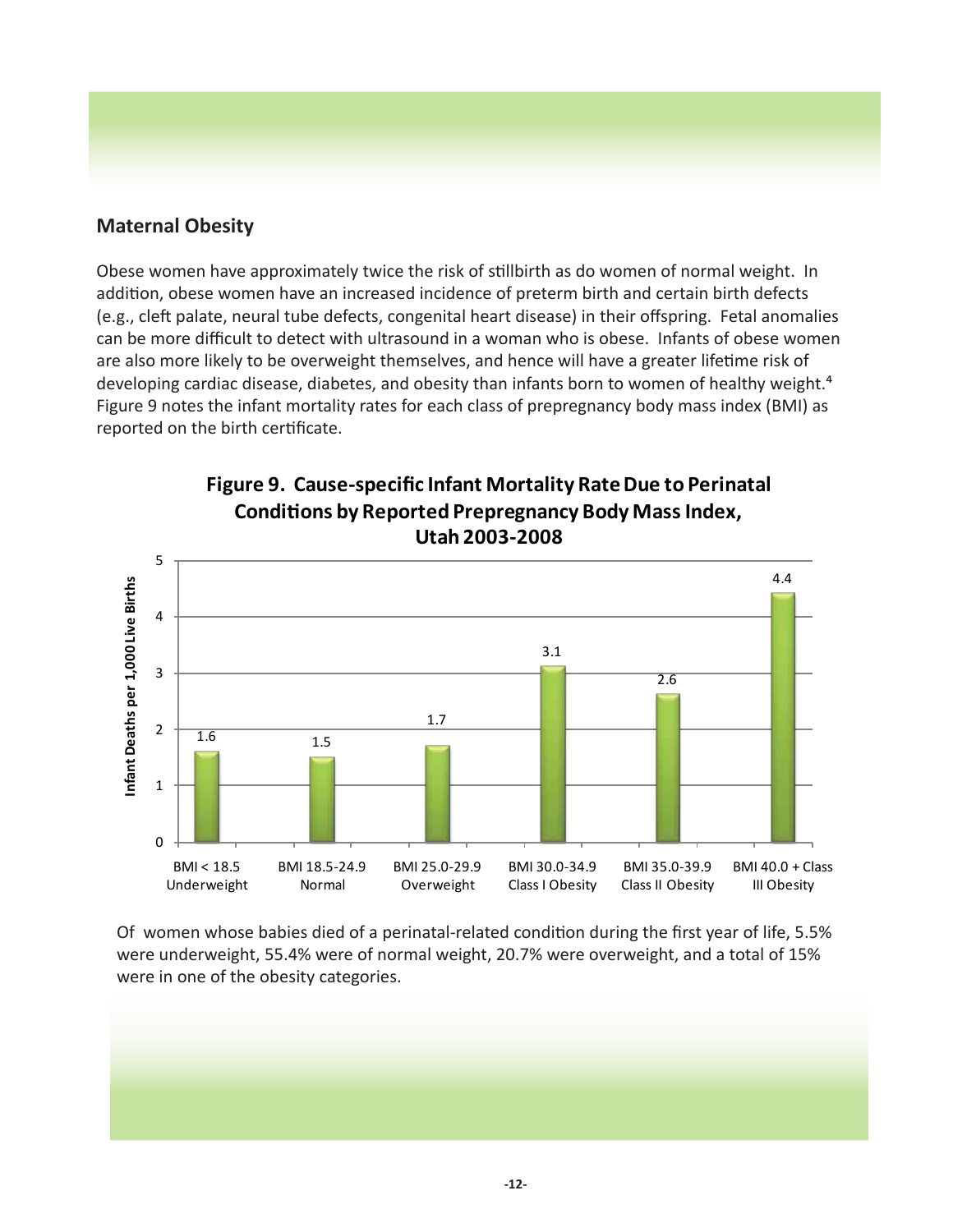## Maternal Obesity

Obese women have approximately twice the risk of stillbirth as do women of normal weight. In addition, obese women have an increased incidence of preterm birth and certain birth defects (e.g., cleft palate, neural tube defects, congenital heart disease) in their offspring. Fetal anomalies can be more difficult to detect with ultrasound in a woman who is obese. Infants of obese women are also more likely to be overweight themselves, and hence will have a greater lifetime risk of developing cardiac disease, diabetes, and obesity than infants born to women of healthy weight.[4] Figure 9 notes the infant mortality rates for each class of prepregnancy body mass index (BMI) as reported on the birth certificate.

**Figure 9. Cause-specific Infant Mortality Rate Due to Perinatal Conditions by Reported Prepregnancy Body Mass Index, Utah 2003-2008**

| Prepregnancy BMI | Infant Deaths per 1,000 Live Births |
|---|---|
| BMI < 18.5 Underweight | 1.6 |
| BMI 18.5-24.9 Normal | 1.5 |
| BMI 25.0-29.9 Overweight | 1.7 |
| BMI 30.0-34.9 Class I Obesity | 3.1 |
| BMI 35.0-39.9 Class II Obesity | 2.6 |
| BMI 40.0 + Class III Obesity | 4.4 |

Of women whose babies died of a perinatal-related condition during the first year of life, 5.5% were underweight, 55.4% were of normal weight, 20.7% were overweight, and a total of 15% were in one of the obesity categories.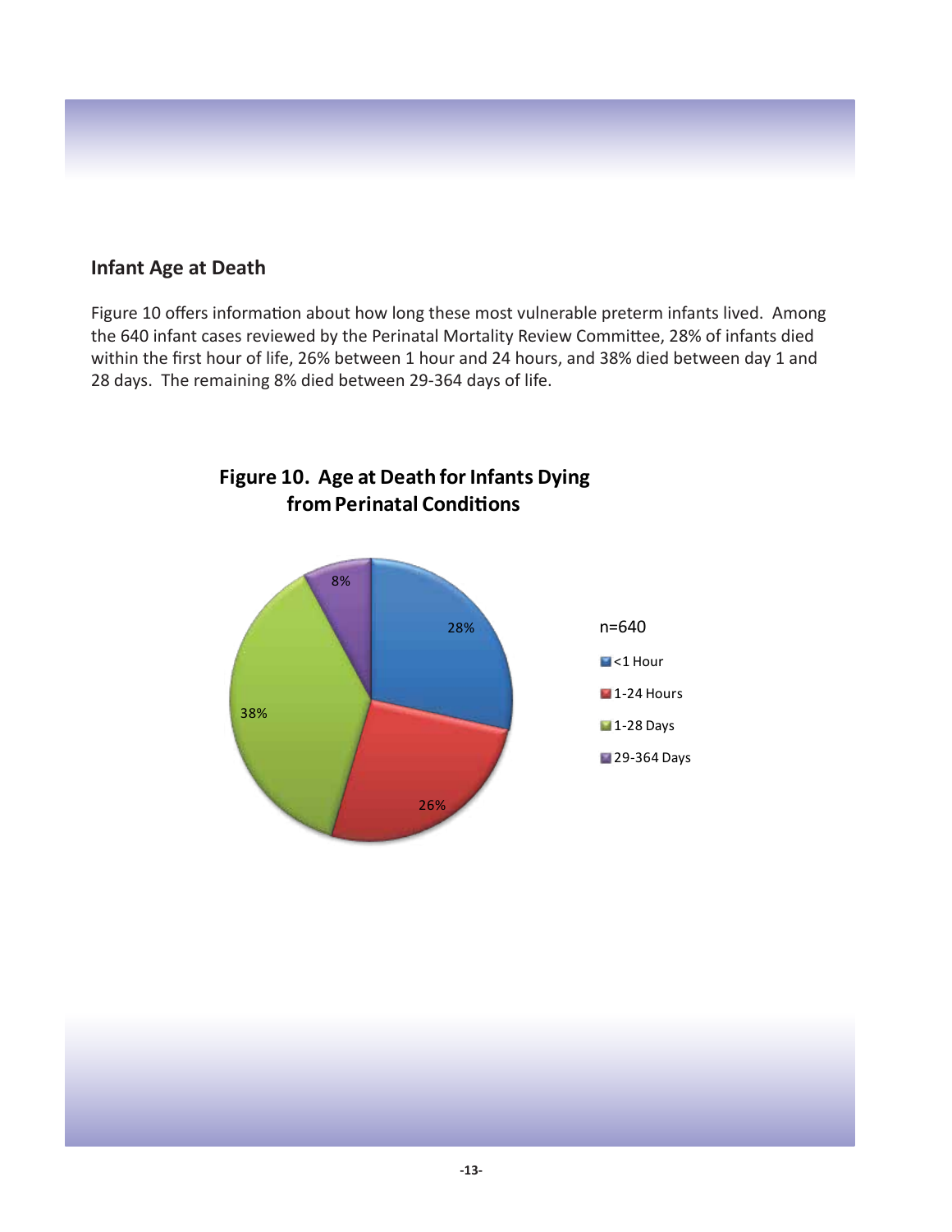## Infant Age at Death

Figure 10 offers information about how long these most vulnerable preterm infants lived. Among the 640 infant cases reviewed by the Perinatal Mortality Review Committee, 28% of infants died within the first hour of life, 26% between 1 hour and 24 hours, and 38% died between day 1 and 28 days. The remaining 8% died between 29-364 days of life.

**Figure 10. Age at Death for Infants Dying from Perinatal Conditions**

n=640

| Age at Death | Percent |
|---|---|
| <1 Hour | 28% |
| 1-24 Hours | 26% |
| 1-28 Days | 38% |
| 29-364 Days | 8% |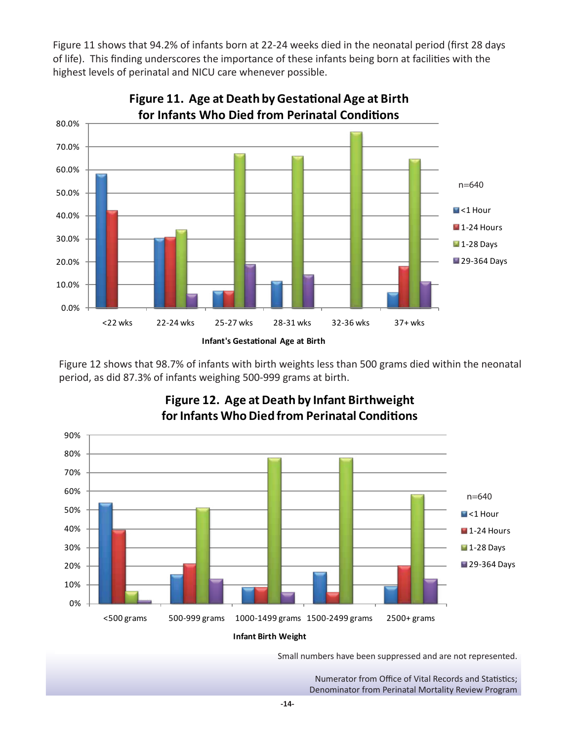Figure 11 shows that 94.2% of infants born at 22-24 weeks died in the neonatal period (first 28 days of life). This finding underscores the importance of these infants being born at facilities with the highest levels of perinatal and NICU care whenever possible.

**Figure 11. Age at Death by Gestational Age at Birth for Infants Who Died from Perinatal Conditions**

n=640

Legend: <1 Hour, 1-24 Hours, 1-28 Days, 29-364 Days

Infant's Gestational Age at Birth: <22 wks, 22-24 wks, 25-27 wks, 28-31 wks, 32-36 wks, 37+ wks

Figure 12 shows that 98.7% of infants with birth weights less than 500 grams died within the neonatal period, as did 87.3% of infants weighing 500-999 grams at birth.

**Figure 12. Age at Death by Infant Birthweight for Infants Who Died from Perinatal Conditions**

n=640

Legend: <1 Hour, 1-24 Hours, 1-28 Days, 29-364 Days

Infant Birth Weight: <500 grams, 500-999 grams, 1000-1499 grams, 1500-2499 grams, 2500+ grams

Small numbers have been suppressed and are not represented.

Numerator from Office of Vital Records and Statistics;
Denominator from Perinatal Mortality Review Program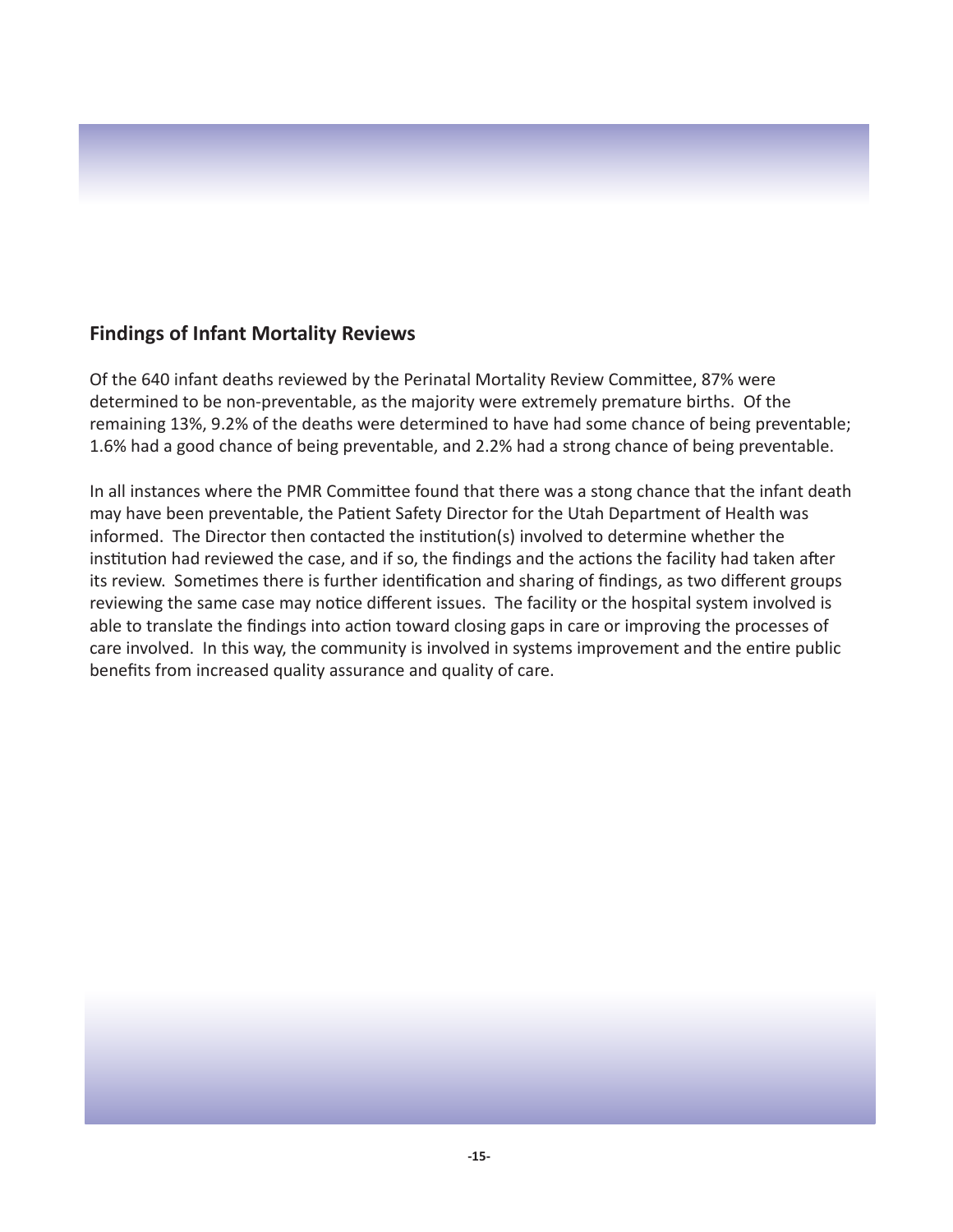## Findings of Infant Mortality Reviews

Of the 640 infant deaths reviewed by the Perinatal Mortality Review Committee, 87% were determined to be non-preventable, as the majority were extremely premature births. Of the remaining 13%, 9.2% of the deaths were determined to have had some chance of being preventable; 1.6% had a good chance of being preventable, and 2.2% had a strong chance of being preventable.

In all instances where the PMR Committee found that there was a stong chance that the infant death may have been preventable, the Patient Safety Director for the Utah Department of Health was informed. The Director then contacted the institution(s) involved to determine whether the institution had reviewed the case, and if so, the findings and the actions the facility had taken after its review. Sometimes there is further identification and sharing of findings, as two different groups reviewing the same case may notice different issues. The facility or the hospital system involved is able to translate the findings into action toward closing gaps in care or improving the processes of care involved. In this way, the community is involved in systems improvement and the entire public benefits from increased quality assurance and quality of care.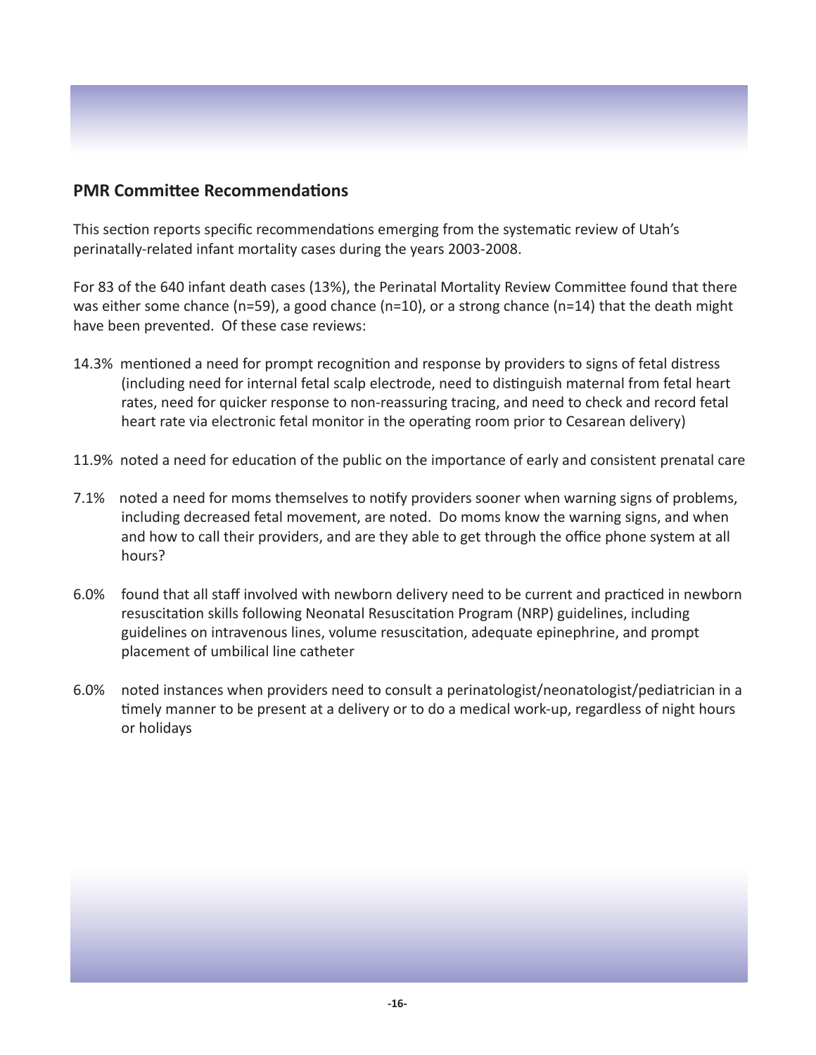## PMR Committee Recommendations

This section reports specific recommendations emerging from the systematic review of Utah's perinatally-related infant mortality cases during the years 2003-2008.

For 83 of the 640 infant death cases (13%), the Perinatal Mortality Review Committee found that there was either some chance (n=59), a good chance (n=10), or a strong chance (n=14) that the death might have been prevented. Of these case reviews:

14.3% mentioned a need for prompt recognition and response by providers to signs of fetal distress (including need for internal fetal scalp electrode, need to distinguish maternal from fetal heart rates, need for quicker response to non-reassuring tracing, and need to check and record fetal heart rate via electronic fetal monitor in the operating room prior to Cesarean delivery)

11.9% noted a need for education of the public on the importance of early and consistent prenatal care

7.1% noted a need for moms themselves to notify providers sooner when warning signs of problems, including decreased fetal movement, are noted. Do moms know the warning signs, and when and how to call their providers, and are they able to get through the office phone system at all hours?

6.0% found that all staff involved with newborn delivery need to be current and practiced in newborn resuscitation skills following Neonatal Resuscitation Program (NRP) guidelines, including guidelines on intravenous lines, volume resuscitation, adequate epinephrine, and prompt placement of umbilical line catheter

6.0% noted instances when providers need to consult a perinatologist/neonatologist/pediatrician in a timely manner to be present at a delivery or to do a medical work-up, regardless of night hours or holidays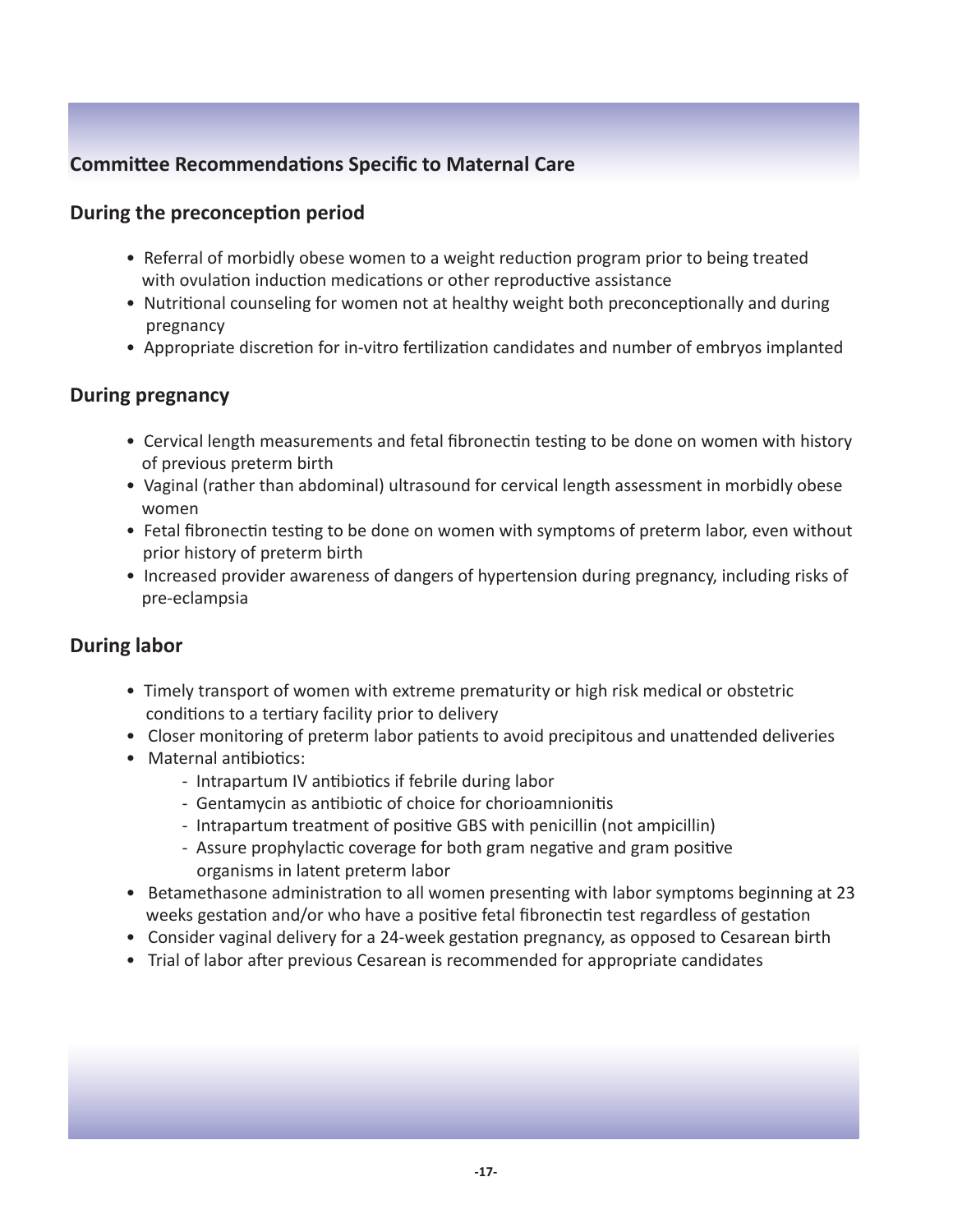## Committee Recommendations Specific to Maternal Care

### During the preconception period

- Referral of morbidly obese women to a weight reduction program prior to being treated with ovulation induction medications or other reproductive assistance
- Nutritional counseling for women not at healthy weight both preconceptionally and during pregnancy
- Appropriate discretion for in-vitro fertilization candidates and number of embryos implanted

### During pregnancy

- Cervical length measurements and fetal fibronectin testing to be done on women with history of previous preterm birth
- Vaginal (rather than abdominal) ultrasound for cervical length assessment in morbidly obese women
- Fetal fibronectin testing to be done on women with symptoms of preterm labor, even without prior history of preterm birth
- Increased provider awareness of dangers of hypertension during pregnancy, including risks of pre-eclampsia

### During labor

- Timely transport of women with extreme prematurity or high risk medical or obstetric conditions to a tertiary facility prior to delivery
- Closer monitoring of preterm labor patients to avoid precipitous and unattended deliveries
- Maternal antibiotics:
  - Intrapartum IV antibiotics if febrile during labor
  - Gentamycin as antibiotic of choice for chorioamnionitis
  - Intrapartum treatment of positive GBS with penicillin (not ampicillin)
  - Assure prophylactic coverage for both gram negative and gram positive organisms in latent preterm labor
- Betamethasone administration to all women presenting with labor symptoms beginning at 23 weeks gestation and/or who have a positive fetal fibronectin test regardless of gestation
- Consider vaginal delivery for a 24-week gestation pregnancy, as opposed to Cesarean birth
- Trial of labor after previous Cesarean is recommended for appropriate candidates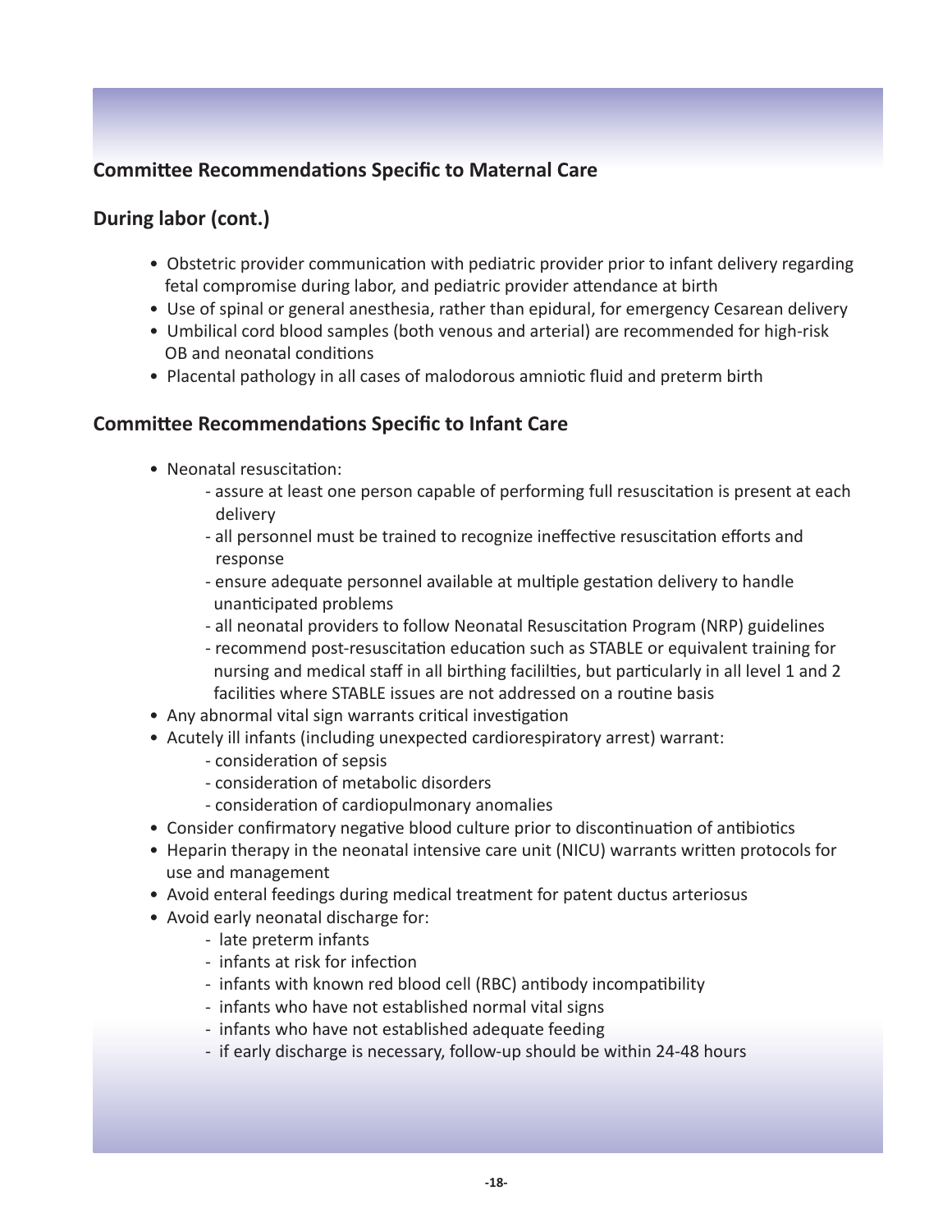## Committee Recommendations Specific to Maternal Care

### During labor (cont.)

- Obstetric provider communication with pediatric provider prior to infant delivery regarding fetal compromise during labor, and pediatric provider attendance at birth
- Use of spinal or general anesthesia, rather than epidural, for emergency Cesarean delivery
- Umbilical cord blood samples (both venous and arterial) are recommended for high-risk OB and neonatal conditions
- Placental pathology in all cases of malodorous amniotic fluid and preterm birth

## Committee Recommendations Specific to Infant Care

- Neonatal resuscitation:
  - assure at least one person capable of performing full resuscitation is present at each delivery
  - all personnel must be trained to recognize ineffective resuscitation efforts and response
  - ensure adequate personnel available at multiple gestation delivery to handle unanticipated problems
  - all neonatal providers to follow Neonatal Resuscitation Program (NRP) guidelines
  - recommend post-resuscitation education such as STABLE or equivalent training for nursing and medical staff in all birthing facililties, but particularly in all level 1 and 2 facilities where STABLE issues are not addressed on a routine basis
- Any abnormal vital sign warrants critical investigation
- Acutely ill infants (including unexpected cardiorespiratory arrest) warrant:
  - consideration of sepsis
  - consideration of metabolic disorders
  - consideration of cardiopulmonary anomalies
- Consider confirmatory negative blood culture prior to discontinuation of antibiotics
- Heparin therapy in the neonatal intensive care unit (NICU) warrants written protocols for use and management
- Avoid enteral feedings during medical treatment for patent ductus arteriosus
- Avoid early neonatal discharge for:
  - late preterm infants
  - infants at risk for infection
  - infants with known red blood cell (RBC) antibody incompatibility
  - infants who have not established normal vital signs
  - infants who have not established adequate feeding
  - if early discharge is necessary, follow-up should be within 24-48 hours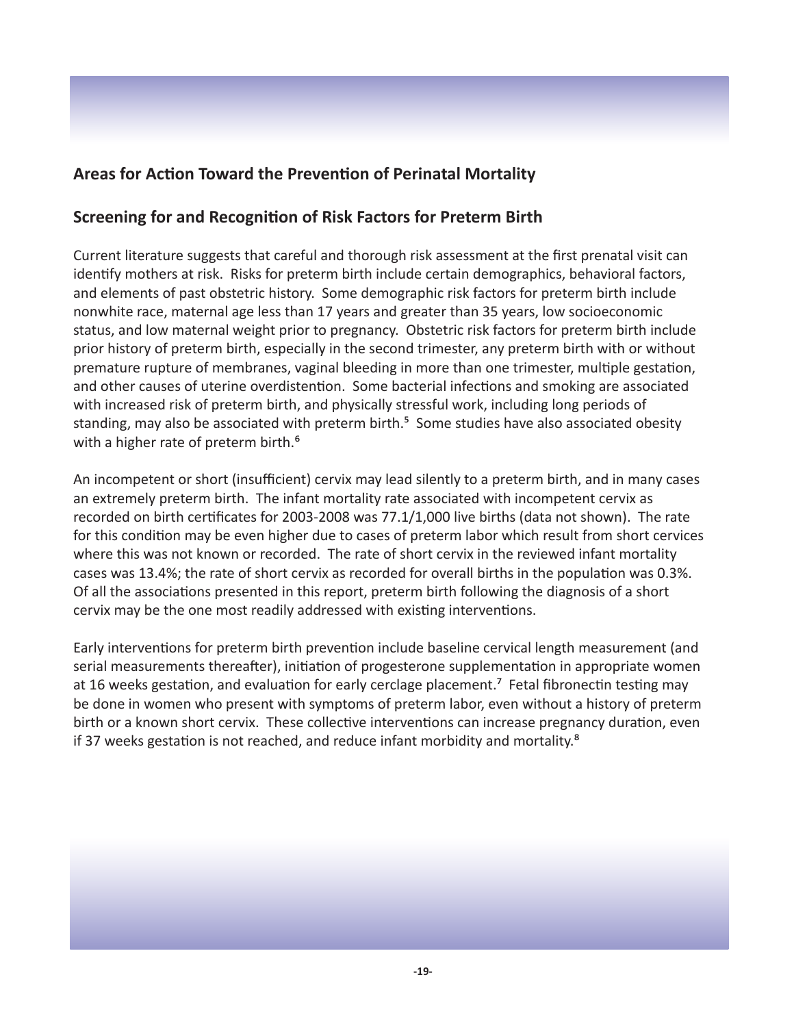## Areas for Action Toward the Prevention of Perinatal Mortality

## Screening for and Recognition of Risk Factors for Preterm Birth

Current literature suggests that careful and thorough risk assessment at the first prenatal visit can identify mothers at risk. Risks for preterm birth include certain demographics, behavioral factors, and elements of past obstetric history. Some demographic risk factors for preterm birth include nonwhite race, maternal age less than 17 years and greater than 35 years, low socioeconomic status, and low maternal weight prior to pregnancy. Obstetric risk factors for preterm birth include prior history of preterm birth, especially in the second trimester, any preterm birth with or without premature rupture of membranes, vaginal bleeding in more than one trimester, multiple gestation, and other causes of uterine overdistention. Some bacterial infections and smoking are associated with increased risk of preterm birth, and physically stressful work, including long periods of standing, may also be associated with preterm birth.[5] Some studies have also associated obesity with a higher rate of preterm birth.[6]

An incompetent or short (insufficient) cervix may lead silently to a preterm birth, and in many cases an extremely preterm birth. The infant mortality rate associated with incompetent cervix as recorded on birth certificates for 2003-2008 was 77.1/1,000 live births (data not shown). The rate for this condition may be even higher due to cases of preterm labor which result from short cervices where this was not known or recorded. The rate of short cervix in the reviewed infant mortality cases was 13.4%; the rate of short cervix as recorded for overall births in the population was 0.3%. Of all the associations presented in this report, preterm birth following the diagnosis of a short cervix may be the one most readily addressed with existing interventions.

Early interventions for preterm birth prevention include baseline cervical length measurement (and serial measurements thereafter), initiation of progesterone supplementation in appropriate women at 16 weeks gestation, and evaluation for early cerclage placement.[7] Fetal fibronectin testing may be done in women who present with symptoms of preterm labor, even without a history of preterm birth or a known short cervix. These collective interventions can increase pregnancy duration, even if 37 weeks gestation is not reached, and reduce infant morbidity and mortality.[8]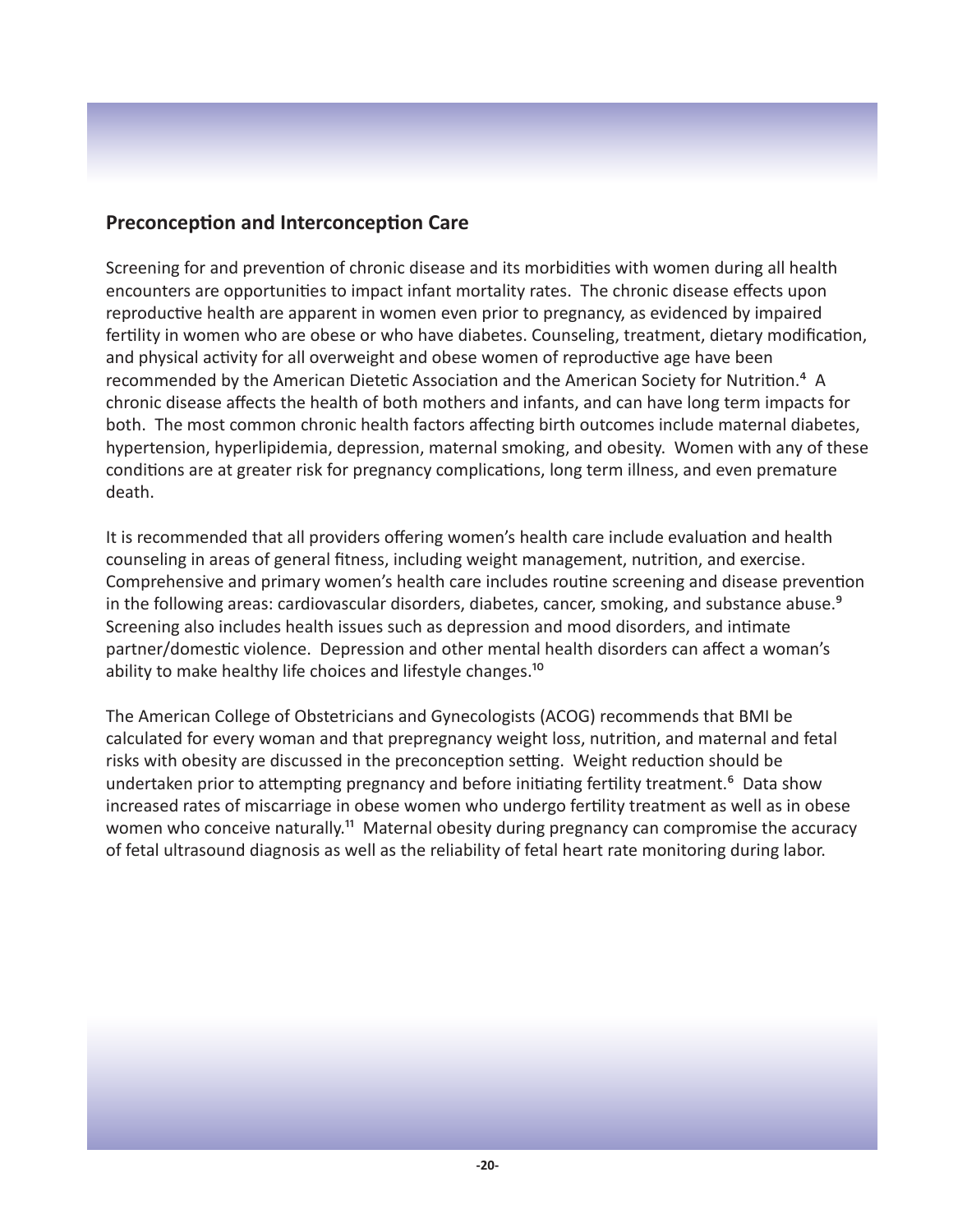## Preconception and Interconception Care

Screening for and prevention of chronic disease and its morbidities with women during all health encounters are opportunities to impact infant mortality rates. The chronic disease effects upon reproductive health are apparent in women even prior to pregnancy, as evidenced by impaired fertility in women who are obese or who have diabetes. Counseling, treatment, dietary modification, and physical activity for all overweight and obese women of reproductive age have been recommended by the American Dietetic Association and the American Society for Nutrition.[4] A chronic disease affects the health of both mothers and infants, and can have long term impacts for both. The most common chronic health factors affecting birth outcomes include maternal diabetes, hypertension, hyperlipidemia, depression, maternal smoking, and obesity. Women with any of these conditions are at greater risk for pregnancy complications, long term illness, and even premature death.

It is recommended that all providers offering women's health care include evaluation and health counseling in areas of general fitness, including weight management, nutrition, and exercise. Comprehensive and primary women's health care includes routine screening and disease prevention in the following areas: cardiovascular disorders, diabetes, cancer, smoking, and substance abuse.[9] Screening also includes health issues such as depression and mood disorders, and intimate partner/domestic violence. Depression and other mental health disorders can affect a woman's ability to make healthy life choices and lifestyle changes.[10]

The American College of Obstetricians and Gynecologists (ACOG) recommends that BMI be calculated for every woman and that prepregnancy weight loss, nutrition, and maternal and fetal risks with obesity are discussed in the preconception setting. Weight reduction should be undertaken prior to attempting pregnancy and before initiating fertility treatment.[6] Data show increased rates of miscarriage in obese women who undergo fertility treatment as well as in obese women who conceive naturally.[11] Maternal obesity during pregnancy can compromise the accuracy of fetal ultrasound diagnosis as well as the reliability of fetal heart rate monitoring during labor.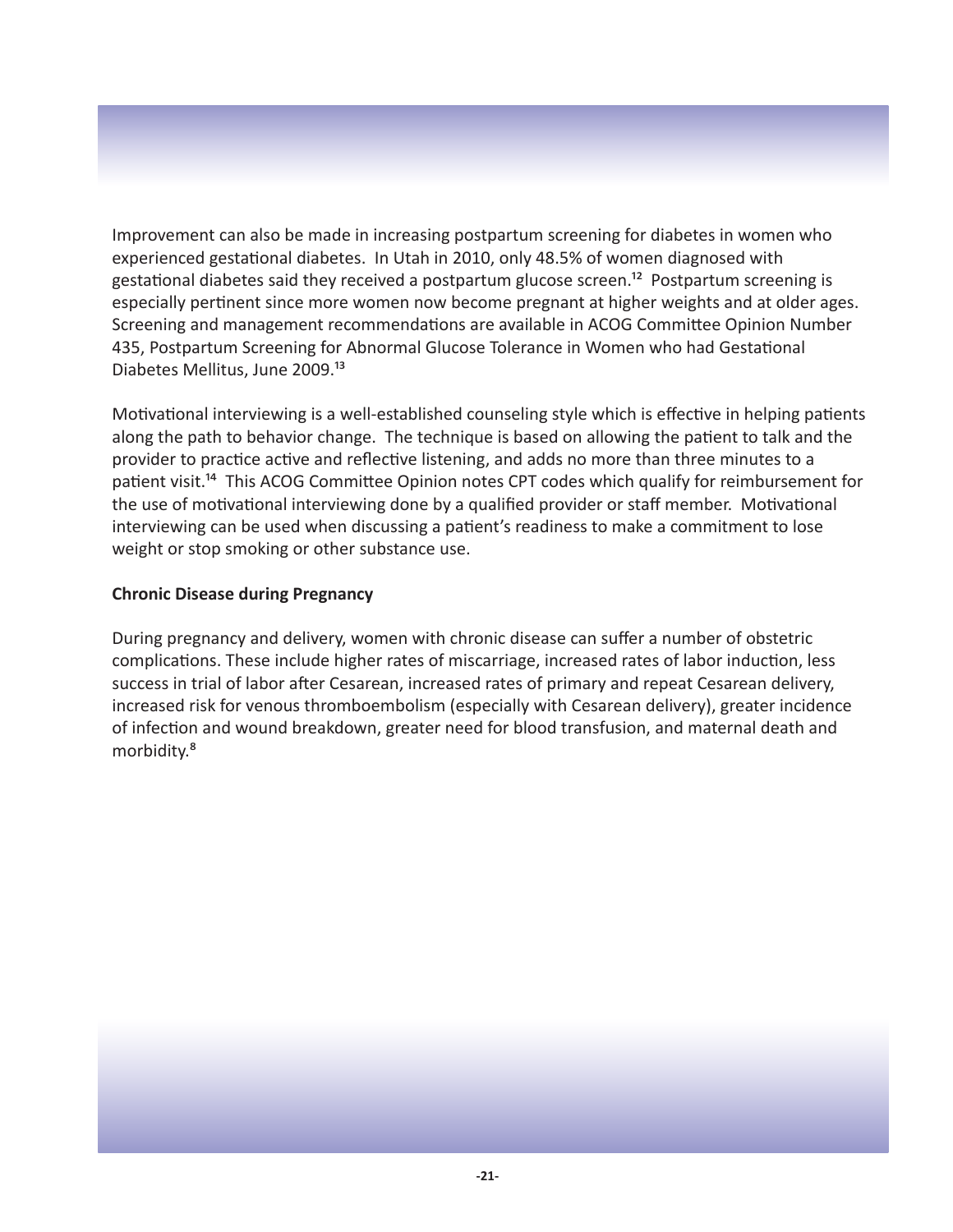Improvement can also be made in increasing postpartum screening for diabetes in women who experienced gestational diabetes. In Utah in 2010, only 48.5% of women diagnosed with gestational diabetes said they received a postpartum glucose screen.[12] Postpartum screening is especially pertinent since more women now become pregnant at higher weights and at older ages. Screening and management recommendations are available in ACOG Committee Opinion Number 435, Postpartum Screening for Abnormal Glucose Tolerance in Women who had Gestational Diabetes Mellitus, June 2009.[13]

Motivational interviewing is a well-established counseling style which is effective in helping patients along the path to behavior change. The technique is based on allowing the patient to talk and the provider to practice active and reflective listening, and adds no more than three minutes to a patient visit.[14] This ACOG Committee Opinion notes CPT codes which qualify for reimbursement for the use of motivational interviewing done by a qualified provider or staff member. Motivational interviewing can be used when discussing a patient's readiness to make a commitment to lose weight or stop smoking or other substance use.

**Chronic Disease during Pregnancy**

During pregnancy and delivery, women with chronic disease can suffer a number of obstetric complications. These include higher rates of miscarriage, increased rates of labor induction, less success in trial of labor after Cesarean, increased rates of primary and repeat Cesarean delivery, increased risk for venous thromboembolism (especially with Cesarean delivery), greater incidence of infection and wound breakdown, greater need for blood transfusion, and maternal death and morbidity.[8]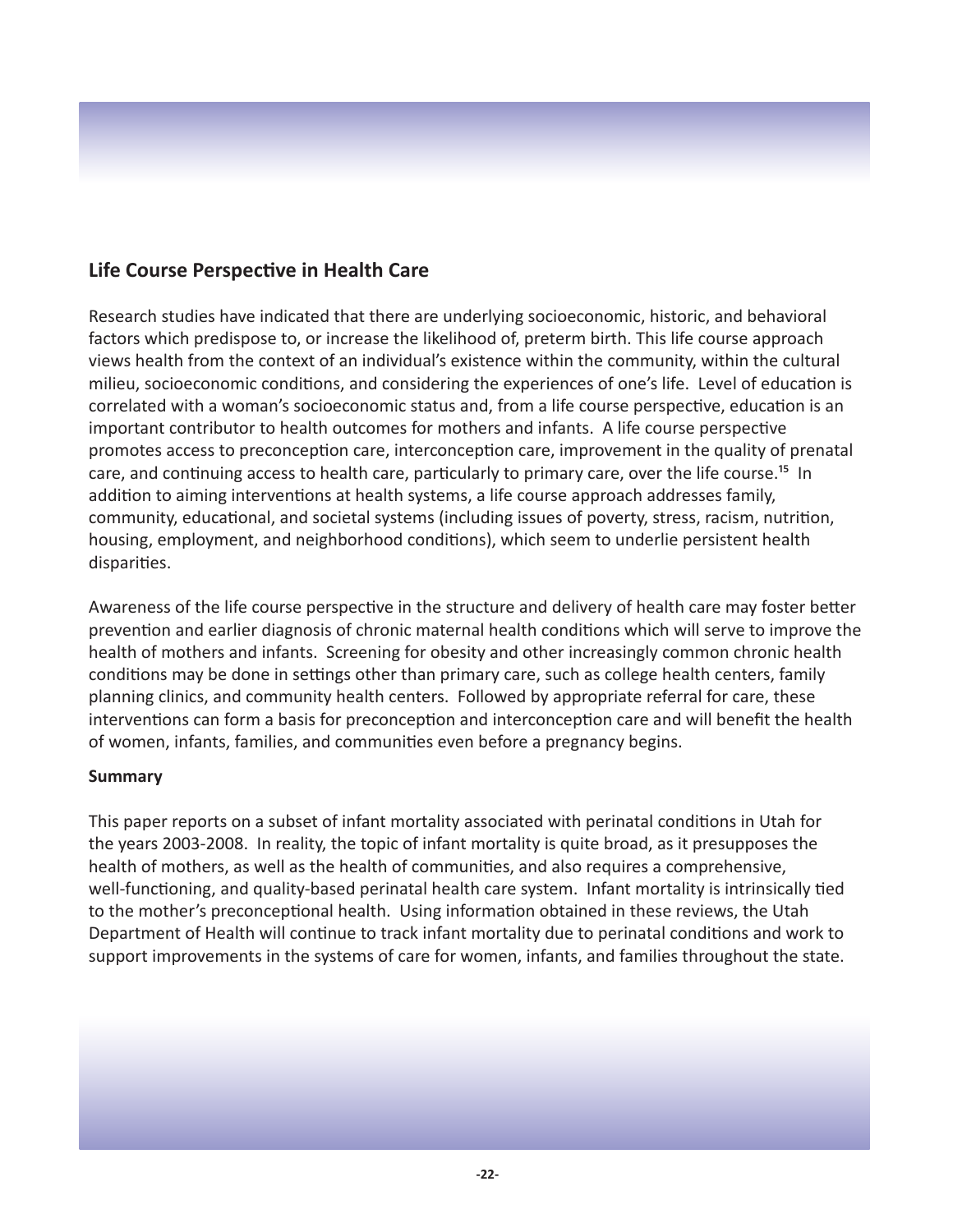## Life Course Perspective in Health Care

Research studies have indicated that there are underlying socioeconomic, historic, and behavioral factors which predispose to, or increase the likelihood of, preterm birth. This life course approach views health from the context of an individual's existence within the community, within the cultural milieu, socioeconomic conditions, and considering the experiences of one's life. Level of education is correlated with a woman's socioeconomic status and, from a life course perspective, education is an important contributor to health outcomes for mothers and infants. A life course perspective promotes access to preconception care, interconception care, improvement in the quality of prenatal care, and continuing access to health care, particularly to primary care, over the life course.[15] In addition to aiming interventions at health systems, a life course approach addresses family, community, educational, and societal systems (including issues of poverty, stress, racism, nutrition, housing, employment, and neighborhood conditions), which seem to underlie persistent health disparities.

Awareness of the life course perspective in the structure and delivery of health care may foster better prevention and earlier diagnosis of chronic maternal health conditions which will serve to improve the health of mothers and infants. Screening for obesity and other increasingly common chronic health conditions may be done in settings other than primary care, such as college health centers, family planning clinics, and community health centers. Followed by appropriate referral for care, these interventions can form a basis for preconception and interconception care and will benefit the health of women, infants, families, and communities even before a pregnancy begins.

### Summary

This paper reports on a subset of infant mortality associated with perinatal conditions in Utah for the years 2003-2008. In reality, the topic of infant mortality is quite broad, as it presupposes the health of mothers, as well as the health of communities, and also requires a comprehensive, well-functioning, and quality-based perinatal health care system. Infant mortality is intrinsically tied to the mother's preconceptional health. Using information obtained in these reviews, the Utah Department of Health will continue to track infant mortality due to perinatal conditions and work to support improvements in the systems of care for women, infants, and families throughout the state.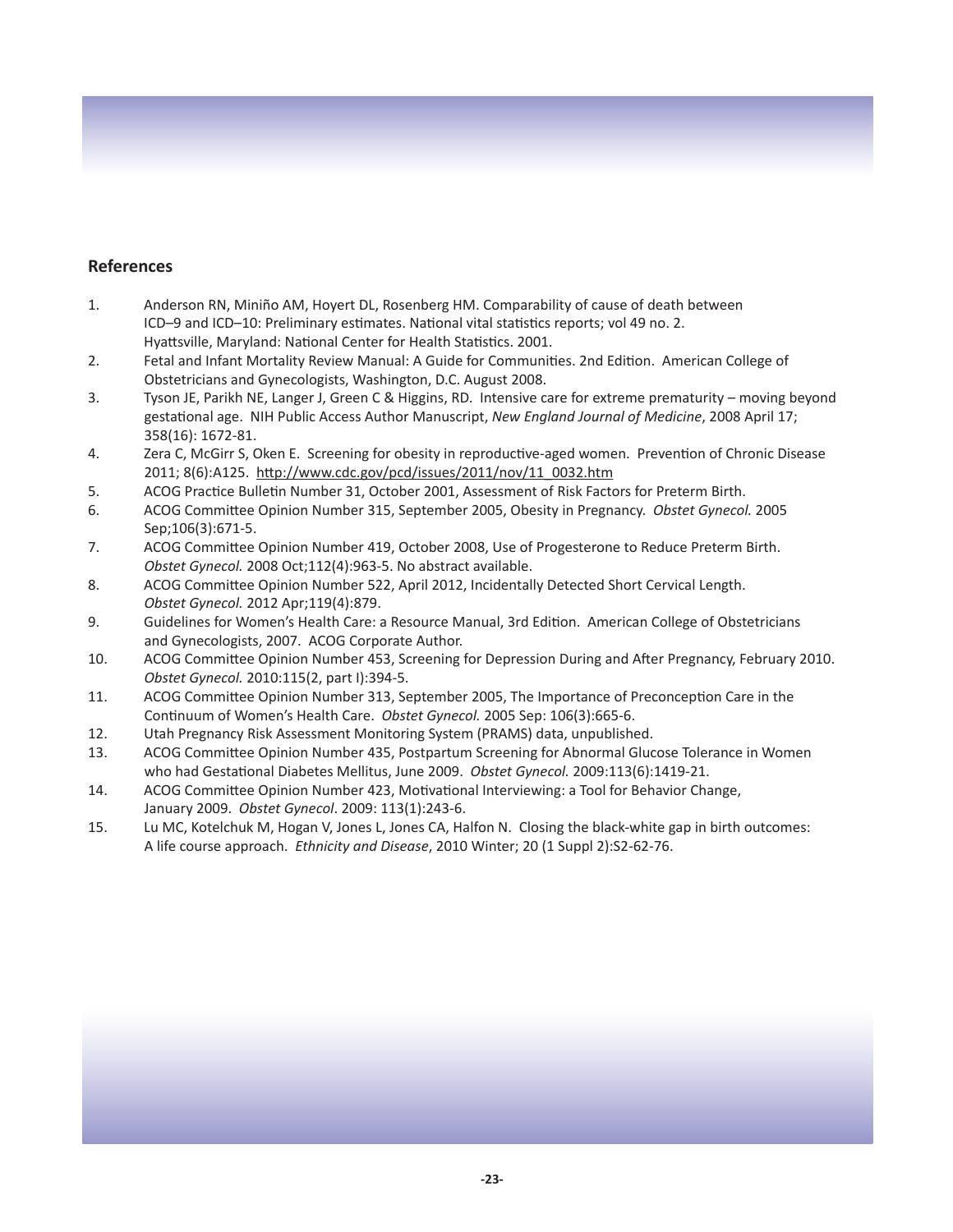## References

1. Anderson RN, Miniño AM, Hoyert DL, Rosenberg HM. Comparability of cause of death between ICD–9 and ICD–10: Preliminary estimates. National vital statistics reports; vol 49 no. 2. Hyattsville, Maryland: National Center for Health Statistics. 2001.
2. Fetal and Infant Mortality Review Manual: A Guide for Communities. 2nd Edition. American College of Obstetricians and Gynecologists, Washington, D.C. August 2008.
3. Tyson JE, Parikh NE, Langer J, Green C & Higgins, RD. Intensive care for extreme prematurity – moving beyond gestational age. NIH Public Access Author Manuscript, *New England Journal of Medicine*, 2008 April 17; 358(16): 1672-81.
4. Zera C, McGirr S, Oken E. Screening for obesity in reproductive-aged women. Prevention of Chronic Disease 2011; 8(6):A125. http://www.cdc.gov/pcd/issues/2011/nov/11_0032.htm
5. ACOG Practice Bulletin Number 31, October 2001, Assessment of Risk Factors for Preterm Birth.
6. ACOG Committee Opinion Number 315, September 2005, Obesity in Pregnancy. *Obstet Gynecol.* 2005 Sep;106(3):671-5.
7. ACOG Committee Opinion Number 419, October 2008, Use of Progesterone to Reduce Preterm Birth. *Obstet Gynecol.* 2008 Oct;112(4):963-5. No abstract available.
8. ACOG Committee Opinion Number 522, April 2012, Incidentally Detected Short Cervical Length. *Obstet Gynecol.* 2012 Apr;119(4):879.
9. Guidelines for Women's Health Care: a Resource Manual, 3rd Edition. American College of Obstetricians and Gynecologists, 2007. ACOG Corporate Author.
10. ACOG Committee Opinion Number 453, Screening for Depression During and After Pregnancy, February 2010. *Obstet Gynecol.* 2010:115(2, part I):394-5.
11. ACOG Committee Opinion Number 313, September 2005, The Importance of Preconception Care in the Continuum of Women's Health Care. *Obstet Gynecol.* 2005 Sep: 106(3):665-6.
12. Utah Pregnancy Risk Assessment Monitoring System (PRAMS) data, unpublished.
13. ACOG Committee Opinion Number 435, Postpartum Screening for Abnormal Glucose Tolerance in Women who had Gestational Diabetes Mellitus, June 2009. *Obstet Gynecol.* 2009:113(6):1419-21.
14. ACOG Committee Opinion Number 423, Motivational Interviewing: a Tool for Behavior Change, January 2009. *Obstet Gynecol*. 2009: 113(1):243-6.
15. Lu MC, Kotelchuk M, Hogan V, Jones L, Jones CA, Halfon N. Closing the black-white gap in birth outcomes: A life course approach. *Ethnicity and Disease*, 2010 Winter; 20 (1 Suppl 2):S2-62-76.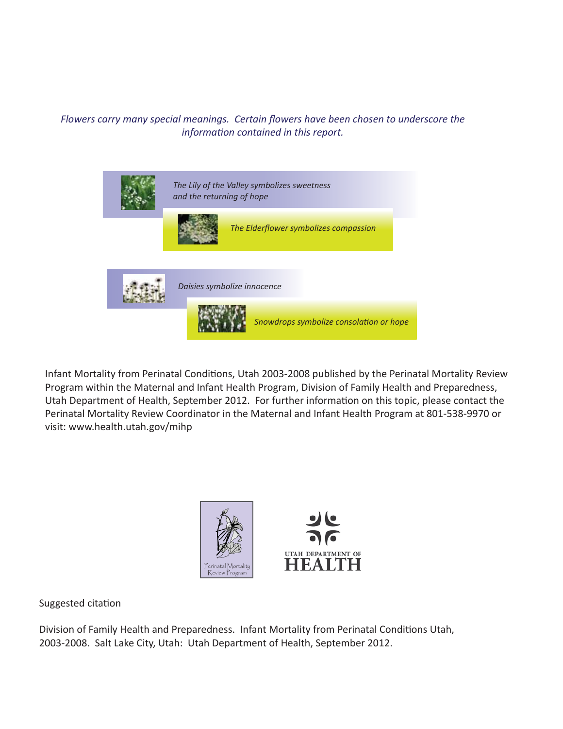*Flowers carry many special meanings. Certain flowers have been chosen to underscore the information contained in this report.*

*The Lily of the Valley symbolizes sweetness and the returning of hope*

*The Elderflower symbolizes compassion*

*Daisies symbolize innocence*

*Snowdrops symbolize consolation or hope*

Infant Mortality from Perinatal Conditions, Utah 2003-2008 published by the Perinatal Mortality Review Program within the Maternal and Infant Health Program, Division of Family Health and Preparedness, Utah Department of Health, September 2012. For further information on this topic, please contact the Perinatal Mortality Review Coordinator in the Maternal and Infant Health Program at 801-538-9970 or visit: www.health.utah.gov/mihp

Perinatal Mortality Review Program

UTAH DEPARTMENT OF HEALTH

Suggested citation

Division of Family Health and Preparedness. Infant Mortality from Perinatal Conditions Utah, 2003-2008. Salt Lake City, Utah: Utah Department of Health, September 2012.